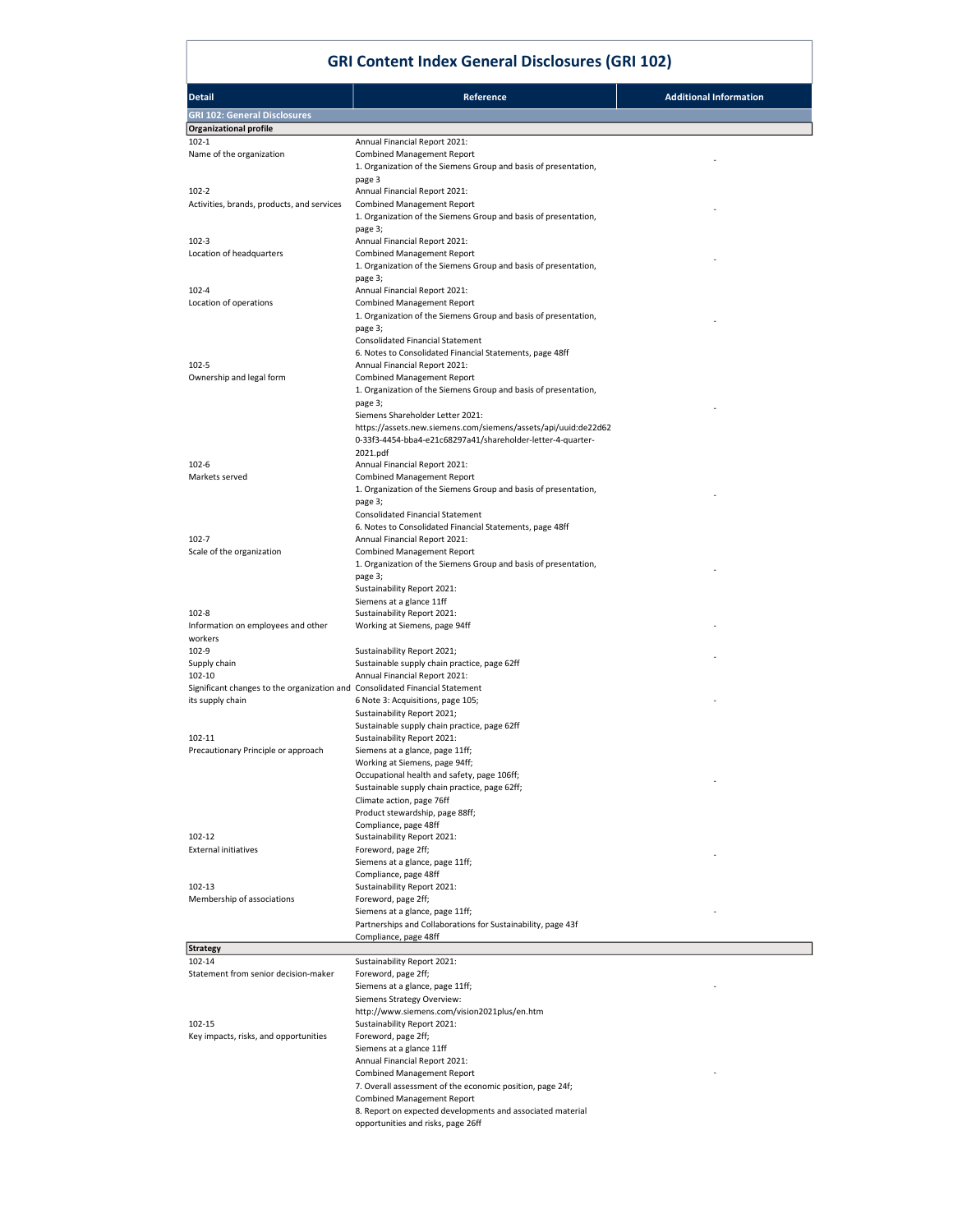# GRI Content Index General Disclosures (GRI 102)

| Detail | Reference | Additional Information |
|---|---|---|
| **GRI 102: General Disclosures** | | |
| **Organizational profile** | | |
| 102-1<br>Name of the organization | Annual Financial Report 2021:<br>Combined Management Report<br>1. Organization of the Siemens Group and basis of presentation, page 3 | - |
| 102-2<br>Activities, brands, products, and services | Annual Financial Report 2021:<br>Combined Management Report<br>1. Organization of the Siemens Group and basis of presentation, page 3; | - |
| 102-3<br>Location of headquarters | Annual Financial Report 2021:<br>Combined Management Report<br>1. Organization of the Siemens Group and basis of presentation, page 3; | - |
| 102-4<br>Location of operations | Annual Financial Report 2021:<br>Combined Management Report<br>1. Organization of the Siemens Group and basis of presentation, page 3;<br>Consolidated Financial Statement<br>6. Notes to Consolidated Financial Statements, page 48ff | - |
| 102-5<br>Ownership and legal form | Annual Financial Report 2021:<br>Combined Management Report<br>1. Organization of the Siemens Group and basis of presentation, page 3;<br>Siemens Shareholder Letter 2021:<br>https://assets.new.siemens.com/siemens/assets/api/uuid:de22d620-33f3-4454-bba4-e21c68297a41/shareholder-letter-4-quarter-2021.pdf | - |
| 102-6<br>Markets served | Annual Financial Report 2021:<br>Combined Management Report<br>1. Organization of the Siemens Group and basis of presentation, page 3;<br>Consolidated Financial Statement<br>6. Notes to Consolidated Financial Statements, page 48ff | - |
| 102-7<br>Scale of the organization | Annual Financial Report 2021:<br>Combined Management Report<br>1. Organization of the Siemens Group and basis of presentation, page 3;<br>Sustainability Report 2021:<br>Siemens at a glance 11ff | - |
| 102-8<br>Information on employees and other workers | Sustainability Report 2021:<br>Working at Siemens, page 94ff | - |
| 102-9<br>Supply chain | Sustainability Report 2021;<br>Sustainable supply chain practice, page 62ff | - |
| 102-10<br>Significant changes to the organization and its supply chain | Annual Financial Report 2021:<br>Consolidated Financial Statement<br>6 Note 3: Acquisitions, page 105;<br>Sustainability Report 2021;<br>Sustainable supply chain practice, page 62ff | - |
| 102-11<br>Precautionary Principle or approach | Sustainability Report 2021:<br>Siemens at a glance, page 11ff;<br>Working at Siemens, page 94ff;<br>Occupational health and safety, page 106ff;<br>Sustainable supply chain practice, page 62ff;<br>Climate action, page 76ff<br>Product stewardship, page 88ff;<br>Compliance, page 48ff | - |
| 102-12<br>External initiatives | Sustainability Report 2021:<br>Foreword, page 2ff;<br>Siemens at a glance, page 11ff;<br>Compliance, page 48ff | - |
| 102-13<br>Membership of associations | Sustainability Report 2021:<br>Foreword, page 2ff;<br>Siemens at a glance, page 11ff;<br>Partnerships and Collaborations for Sustainability, page 43f<br>Compliance, page 48ff | - |
| **Strategy** | | |
| 102-14<br>Statement from senior decision-maker | Sustainability Report 2021:<br>Foreword, page 2ff;<br>Siemens at a glance, page 11ff;<br>Siemens Strategy Overview:<br>http://www.siemens.com/vision2021plus/en.htm | - |
| 102-15<br>Key impacts, risks, and opportunities | Sustainability Report 2021:<br>Foreword, page 2ff;<br>Siemens at a glance 11ff<br>Annual Financial Report 2021:<br>Combined Management Report<br>7. Overall assessment of the economic position, page 24f;<br>Combined Management Report<br>8. Report on expected developments and associated material opportunities and risks, page 26ff | - |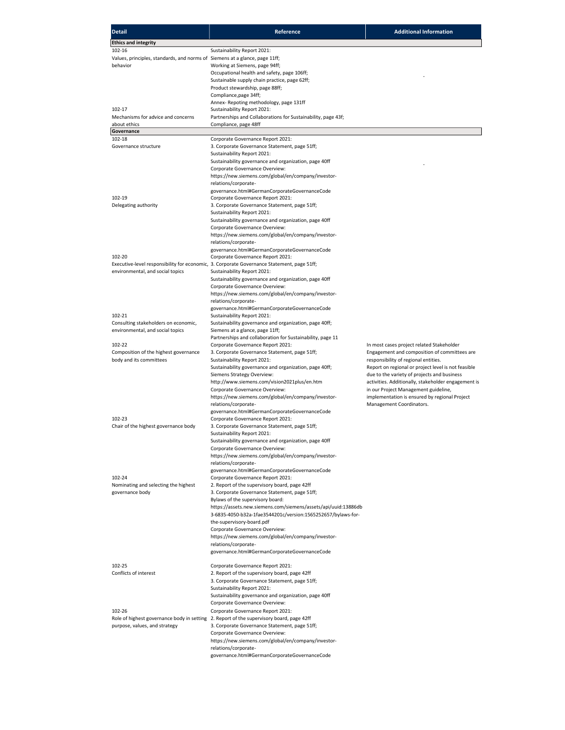| Detail | Reference | Additional Information |
|---|---|---|
| **Ethics and integrity** | | |
| 102-16<br>Values, principles, standards, and norms of behavior | Sustainability Report 2021:<br>Siemens at a glance, page 11ff;<br>Working at Siemens, page 94ff;<br>Occupational health and safety, page 106ff;<br>Sustainable supply chain practice, page 62ff;<br>Product stewardship, page 88ff;<br>Compliance,page 34ff;<br>Annex- Repoting methodology, page 131ff | - |
| 102-17<br>Mechanisms for advice and concerns about ethics | Sustainability Report 2021:<br>Partnerships and Collaborations for Sustainability, page 43f;<br>Compliance, page 48ff | |
| **Governance** | | |
| 102-18<br>Governance structure | Corporate Governance Report 2021:<br>3. Corporate Governance Statement, page 51ff;<br>Sustainability Report 2021:<br>Sustainability governance and organization, page 40ff<br>Corporate Governance Overview:<br>https://new.siemens.com/global/en/company/investor-relations/corporate-governance.html#GermanCorporateGovernanceCode | - |
| 102-19<br>Delegating authority | Corporate Governance Report 2021:<br>3. Corporate Governance Statement, page 51ff;<br>Sustainability Report 2021:<br>Sustainability governance and organization, page 40ff<br>Corporate Governance Overview:<br>https://new.siemens.com/global/en/company/investor-relations/corporate-governance.html#GermanCorporateGovernanceCode | |
| 102-20<br>Executive-level responsibility for economic, environmental, and social topics | Corporate Governance Report 2021:<br>3. Corporate Governance Statement, page 51ff;<br>Sustainability Report 2021:<br>Sustainability governance and organization, page 40ff<br>Corporate Governance Overview:<br>https://new.siemens.com/global/en/company/investor-relations/corporate-governance.html#GermanCorporateGovernanceCode | |
| 102-21<br>Consulting stakeholders on economic, environmental, and social topics | Sustainability Report 2021:<br>Sustainability governance and organization, page 40ff;<br>Siemens at a glance, page 11ff;<br>Partnerships and collaboration for Sustainability, page 11 | |
| 102-22<br>Composition of the highest governance body and its committees | Corporate Governance Report 2021:<br>3. Corporate Governance Statement, page 51ff;<br>Sustainability Report 2021:<br>Sustainability governance and organization, page 40ff;<br>Siemens Strategy Overview:<br>http://www.siemens.com/vision2021plus/en.htm<br>Corporate Governance Overview:<br>https://new.siemens.com/global/en/company/investor-relations/corporate-governance.html#GermanCorporateGovernanceCode | In most cases project related Stakeholder Engagement and composition of committees are responsibility of regional entities.<br>Report on regional or project level is not feasible due to the variety of projects and business activities. Additionally, stakeholder engagement is in our Project Management guideline, implementation is ensured by regional Project Management Coordinators. |
| 102-23<br>Chair of the highest governance body | Corporate Governance Report 2021:<br>3. Corporate Governance Statement, page 51ff;<br>Sustainability Report 2021:<br>Sustainability governance and organization, page 40ff<br>Corporate Governance Overview:<br>https://new.siemens.com/global/en/company/investor-relations/corporate-governance.html#GermanCorporateGovernanceCode | |
| 102-24<br>Nominating and selecting the highest governance body | Corporate Governance Report 2021:<br>2. Report of the supervisory board, page 42ff<br>3. Corporate Governance Statement, page 51ff;<br>Bylaws of the supervisory board:<br>https://assets.new.siemens.com/siemens/assets/api/uuid:13886db3-6835-4050-b32a-1fae3544201c/version:1565252657/bylaws-for-the-supervisory-board.pdf<br>Corporate Governance Overview:<br>https://new.siemens.com/global/en/company/investor-relations/corporate-governance.html#GermanCorporateGovernanceCode | |
| 102-25<br>Conflicts of interest | Corporate Governance Report 2021:<br>2. Report of the supervisory board, page 42ff<br>3. Corporate Governance Statement, page 51ff;<br>Sustainability Report 2021:<br>Sustainability governance and organization, page 40ff<br>Corporate Governance Overview: | |
| 102-26<br>Role of highest governance body in setting purpose, values, and strategy | Corporate Governance Report 2021:<br>2. Report of the supervisory board, page 42ff<br>3. Corporate Governance Statement, page 51ff;<br>Corporate Governance Overview:<br>https://new.siemens.com/global/en/company/investor-relations/corporate-governance.html#GermanCorporateGovernanceCode | |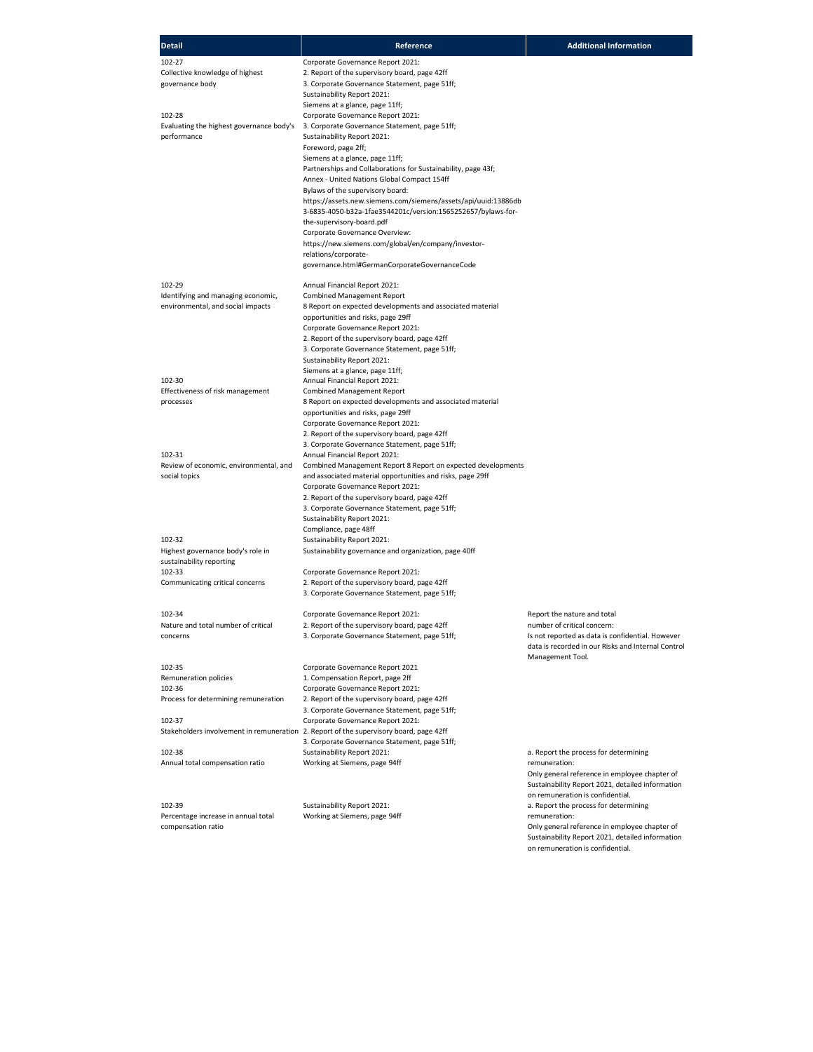| Detail | Reference | Additional Information |
|---|---|---|
| 102-27<br>Collective knowledge of highest governance body | Corporate Governance Report 2021:<br>2. Report of the supervisory board, page 42ff<br>3. Corporate Governance Statement, page 51ff;<br>Sustainability Report 2021:<br>Siemens at a glance, page 11ff; | |
| 102-28<br>Evaluating the highest governance body's performance | Corporate Governance Report 2021:<br>3. Corporate Governance Statement, page 51ff;<br>Sustainability Report 2021:<br>Foreword, page 2ff;<br>Siemens at a glance, page 11ff;<br>Partnerships and Collaborations for Sustainability, page 43f;<br>Annex - United Nations Global Compact 154ff<br>Bylaws of the supervisory board:<br>https://assets.new.siemens.com/siemens/assets/api/uuid:13886db3-6835-4050-b32a-1fae3544201c/version:1565252657/bylaws-for-the-supervisory-board.pdf<br>Corporate Governance Overview:<br>https://new.siemens.com/global/en/company/investor-relations/corporate-governance.html#GermanCorporateGovernanceCode | |
| 102-29<br>Identifying and managing economic, environmental, and social impacts | Annual Financial Report 2021:<br>Combined Management Report<br>8 Report on expected developments and associated material opportunities and risks, page 29ff<br>Corporate Governance Report 2021:<br>2. Report of the supervisory board, page 42ff<br>3. Corporate Governance Statement, page 51ff;<br>Sustainability Report 2021:<br>Siemens at a glance, page 11ff; | |
| 102-30<br>Effectiveness of risk management processes | Annual Financial Report 2021:<br>Combined Management Report<br>8 Report on expected developments and associated material opportunities and risks, page 29ff<br>Corporate Governance Report 2021:<br>2. Report of the supervisory board, page 42ff<br>3. Corporate Governance Statement, page 51ff; | |
| 102-31<br>Review of economic, environmental, and social topics | Annual Financial Report 2021:<br>Combined Management Report 8 Report on expected developments and associated material opportunities and risks, page 29ff<br>Corporate Governance Report 2021:<br>2. Report of the supervisory board, page 42ff<br>3. Corporate Governance Statement, page 51ff;<br>Sustainability Report 2021:<br>Compliance, page 48ff | |
| 102-32<br>Highest governance body's role in sustainability reporting | Sustainability Report 2021:<br>Sustainability governance and organization, page 40ff | |
| 102-33<br>Communicating critical concerns | Corporate Governance Report 2021:<br>2. Report of the supervisory board, page 42ff<br>3. Corporate Governance Statement, page 51ff; | |
| 102-34<br>Nature and total number of critical concerns | Corporate Governance Report 2021:<br>2. Report of the supervisory board, page 42ff<br>3. Corporate Governance Statement, page 51ff; | Report the nature and total number of critical concern:<br>Is not reported as data is confidential. However data is recorded in our Risks and Internal Control Management Tool. |
| 102-35<br>Remuneration policies | Corporate Governance Report 2021<br>1. Compensation Report, page 2ff | |
| 102-36<br>Process for determining remuneration | Corporate Governance Report 2021:<br>2. Report of the supervisory board, page 42ff<br>3. Corporate Governance Statement, page 51ff; | |
| 102-37<br>Stakeholders involvement in remuneration | Corporate Governance Report 2021:<br>2. Report of the supervisory board, page 42ff<br>3. Corporate Governance Statement, page 51ff; | |
| 102-38<br>Annual total compensation ratio | Sustainability Report 2021:<br>Working at Siemens, page 94ff | a. Report the process for determining remuneration:<br>Only general reference in employee chapter of Sustainability Report 2021, detailed information on remuneration is confidential. |
| 102-39<br>Percentage increase in annual total compensation ratio | Sustainability Report 2021:<br>Working at Siemens, page 94ff | a. Report the process for determining remuneration:<br>Only general reference in employee chapter of Sustainability Report 2021, detailed information on remuneration is confidential. |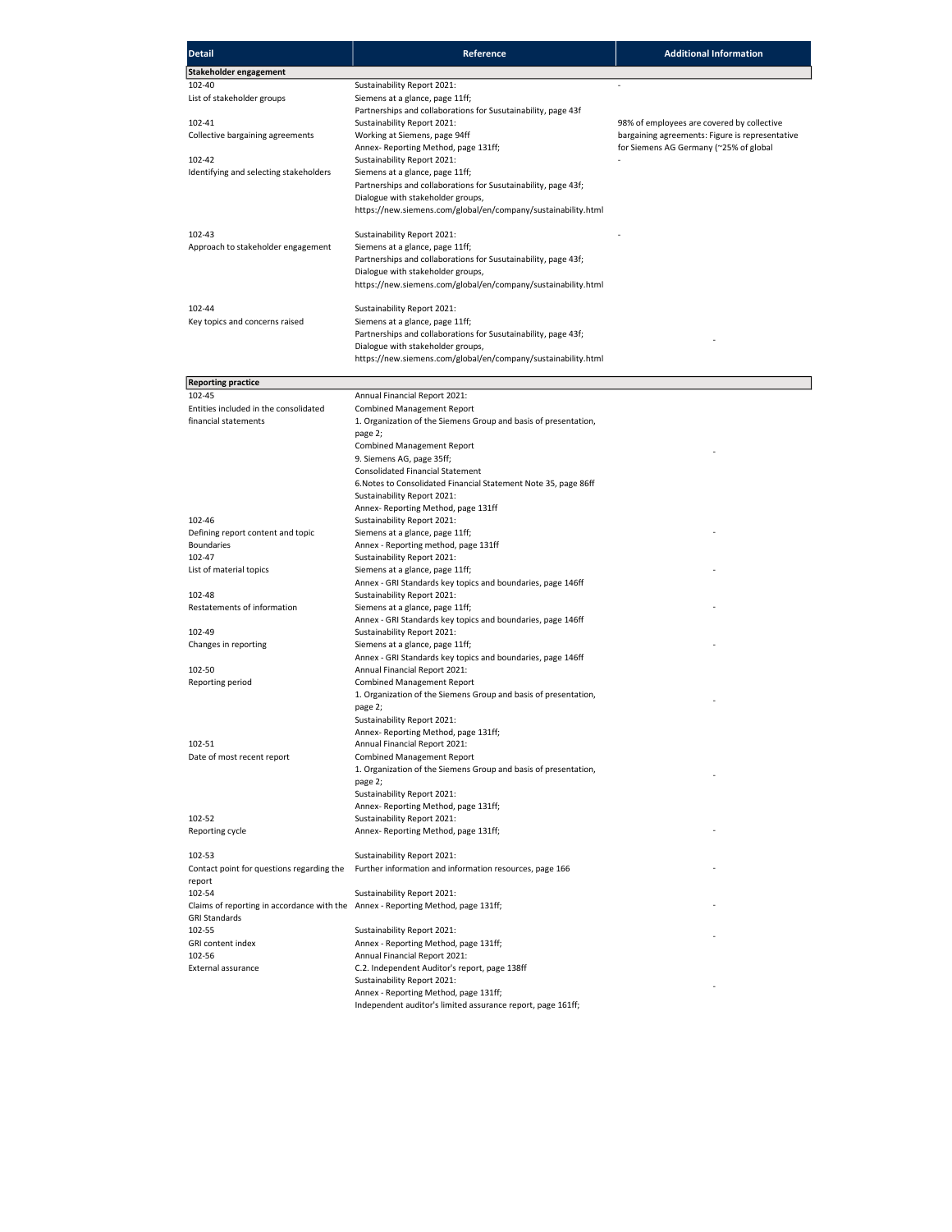| Detail | Reference | Additional Information |
|---|---|---|
| **Stakeholder engagement** | | |
| 102-40<br>List of stakeholder groups | Sustainability Report 2021:<br>Siemens at a glance, page 11ff;<br>Partnerships and collaborations for Susutainability, page 43f | - |
| 102-41<br>Collective bargaining agreements | Sustainability Report 2021:<br>Working at Siemens, page 94ff<br>Annex- Reporting Method, page 131ff; | 98% of employees are covered by collective bargaining agreements: Figure is representative for Siemens AG Germany (~25% of global |
| 102-42<br>Identifying and selecting stakeholders | Sustainability Report 2021:<br>Siemens at a glance, page 11ff;<br>Partnerships and collaborations for Susutainability, page 43f;<br>Dialogue with stakeholder groups,<br>https://new.siemens.com/global/en/company/sustainability.html | - |
| 102-43<br>Approach to stakeholder engagement | Sustainability Report 2021:<br>Siemens at a glance, page 11ff;<br>Partnerships and collaborations for Susutainability, page 43f;<br>Dialogue with stakeholder groups,<br>https://new.siemens.com/global/en/company/sustainability.html | - |
| 102-44<br>Key topics and concerns raised | Sustainability Report 2021:<br>Siemens at a glance, page 11ff;<br>Partnerships and collaborations for Susutainability, page 43f;<br>Dialogue with stakeholder groups,<br>https://new.siemens.com/global/en/company/sustainability.html | - |
| **Reporting practice** | | |
| 102-45<br>Entities included in the consolidated financial statements | Annual Financial Report 2021:<br>Combined Management Report<br>1. Organization of the Siemens Group and basis of presentation, page 2;<br>Combined Management Report<br>9. Siemens AG, page 35ff;<br>Consolidated Financial Statement<br>6.Notes to Consolidated Financial Statement Note 35, page 86ff<br>Sustainability Report 2021:<br>Annex- Reporting Method, page 131ff | - |
| 102-46<br>Defining report content and topic Boundaries | Sustainability Report 2021:<br>Siemens at a glance, page 11ff;<br>Annex - Reporting method, page 131ff | - |
| 102-47<br>List of material topics | Sustainability Report 2021:<br>Siemens at a glance, page 11ff;<br>Annex - GRI Standards key topics and boundaries, page 146ff | - |
| 102-48<br>Restatements of information | Sustainability Report 2021:<br>Siemens at a glance, page 11ff;<br>Annex - GRI Standards key topics and boundaries, page 146ff | - |
| 102-49<br>Changes in reporting | Sustainability Report 2021:<br>Siemens at a glance, page 11ff;<br>Annex - GRI Standards key topics and boundaries, page 146ff | - |
| 102-50<br>Reporting period | Annual Financial Report 2021:<br>Combined Management Report<br>1. Organization of the Siemens Group and basis of presentation, page 2;<br>Sustainability Report 2021:<br>Annex- Reporting Method, page 131ff; | - |
| 102-51<br>Date of most recent report | Annual Financial Report 2021:<br>Combined Management Report<br>1. Organization of the Siemens Group and basis of presentation, page 2;<br>Sustainability Report 2021:<br>Annex- Reporting Method, page 131ff; | - |
| 102-52<br>Reporting cycle | Sustainability Report 2021:<br>Annex- Reporting Method, page 131ff; | - |
| 102-53<br>Contact point for questions regarding the report | Sustainability Report 2021:<br>Further information and information resources, page 166 | - |
| 102-54<br>Claims of reporting in accordance with the GRI Standards | Sustainability Report 2021:<br>Annex - Reporting Method, page 131ff; | - |
| 102-55<br>GRI content index | Sustainability Report 2021:<br>Annex - Reporting Method, page 131ff; | - |
| 102-56<br>External assurance | Annual Financial Report 2021:<br>C.2. Independent Auditor's report, page 138ff<br>Sustainability Report 2021:<br>Annex - Reporting Method, page 131ff;<br>Independent auditor's limited assurance report, page 161ff; | - |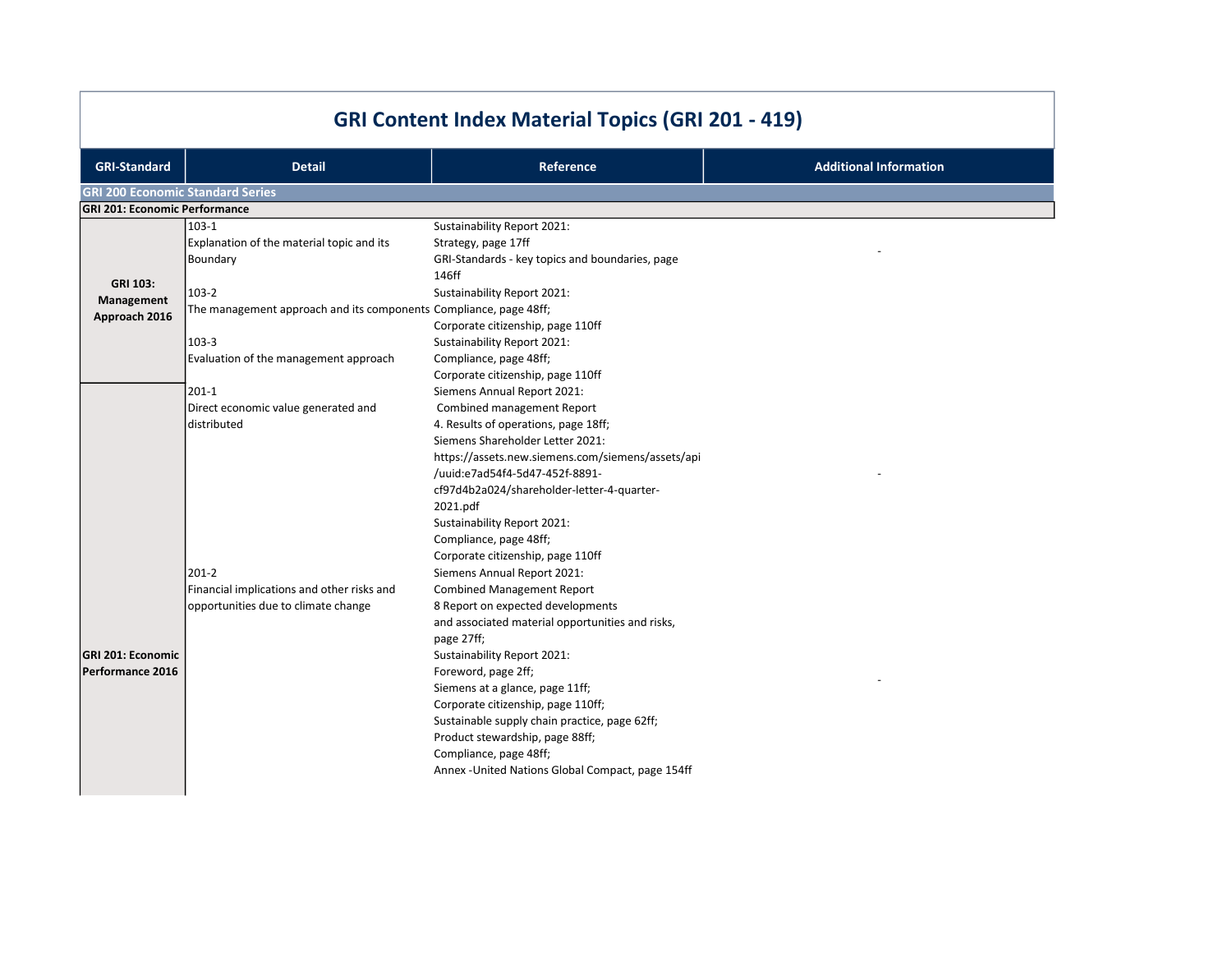# GRI Content Index Material Topics (GRI 201 - 419)

| GRI-Standard | Detail | Reference | Additional Information |
|---|---|---|---|
| **GRI 200 Economic Standard Series** | | | |
| **GRI 201: Economic Performance** | | | |
| **GRI 103: Management Approach 2016** | 103-1<br>Explanation of the material topic and its Boundary | Sustainability Report 2021:<br>Strategy, page 17ff<br>GRI-Standards - key topics and boundaries, page 146ff | - |
| | 103-2<br>The management approach and its components | Sustainability Report 2021:<br>Compliance, page 48ff;<br>Corporate citizenship, page 110ff | |
| | 103-3<br>Evaluation of the management approach | Sustainability Report 2021:<br>Compliance, page 48ff;<br>Corporate citizenship, page 110ff | |
| **GRI 201: Economic Performance 2016** | 201-1<br>Direct economic value generated and distributed | Siemens Annual Report 2021:<br>Combined management Report<br>4. Results of operations, page 18ff;<br>Siemens Shareholder Letter 2021:<br>https://assets.new.siemens.com/siemens/assets/api/uuid:e7ad54f4-5d47-452f-8891-cf97d4b2a024/shareholder-letter-4-quarter-2021.pdf<br>Sustainability Report 2021:<br>Compliance, page 48ff;<br>Corporate citizenship, page 110ff | - |
| | 201-2<br>Financial implications and other risks and opportunities due to climate change | Siemens Annual Report 2021:<br>Combined Management Report<br>8 Report on expected developments and associated material opportunities and risks, page 27ff;<br>Sustainability Report 2021:<br>Foreword, page 2ff;<br>Siemens at a glance, page 11ff;<br>Corporate citizenship, page 110ff;<br>Sustainable supply chain practice, page 62ff;<br>Product stewardship, page 88ff;<br>Compliance, page 48ff;<br>Annex -United Nations Global Compact, page 154ff | - |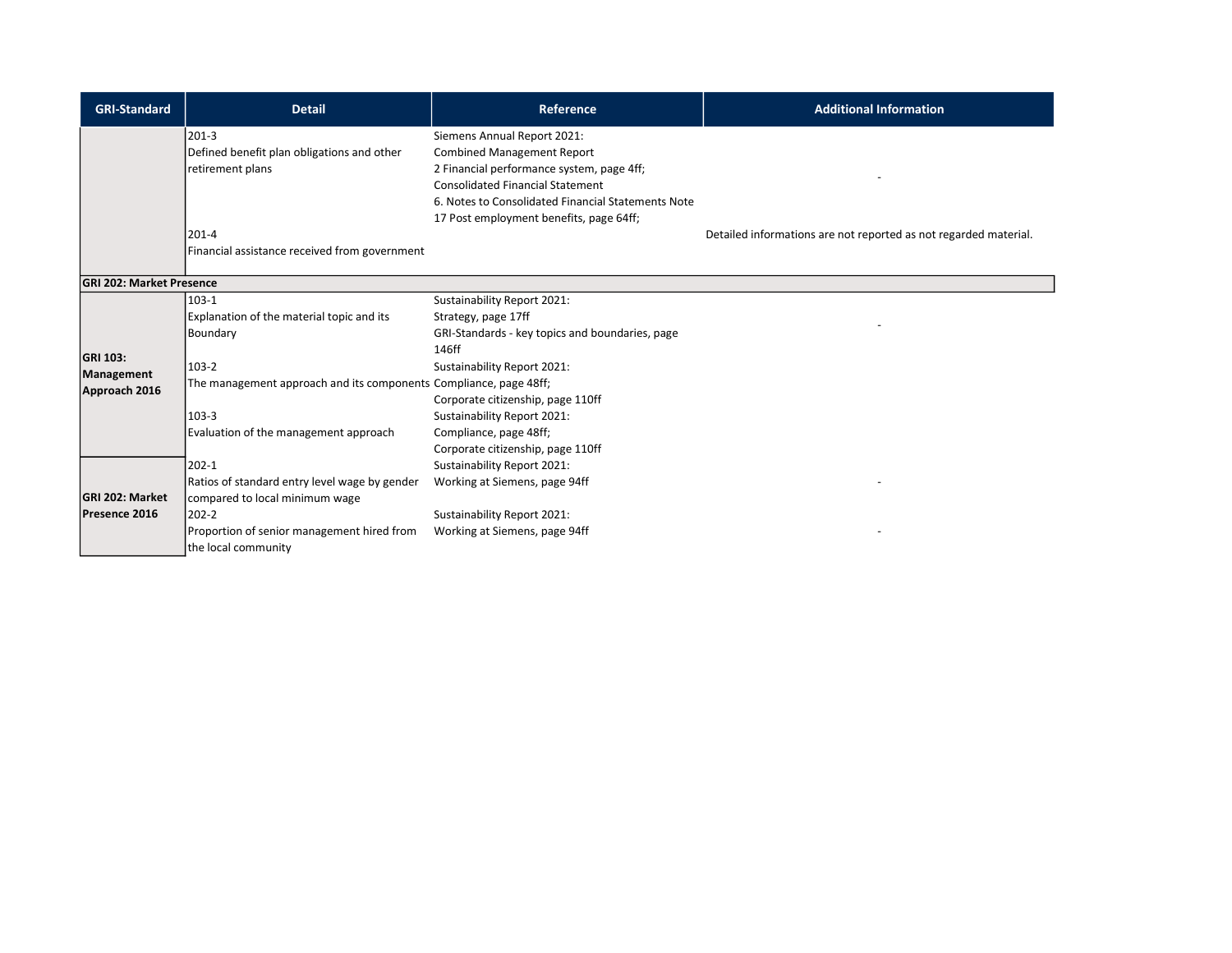| GRI-Standard | Detail | Reference | Additional Information |
|---|---|---|---|
| | 201-3<br>Defined benefit plan obligations and other retirement plans | Siemens Annual Report 2021:<br>Combined Management Report<br>2 Financial performance system, page 4ff;<br>Consolidated Financial Statement<br>6. Notes to Consolidated Financial Statements Note 17 Post employment benefits, page 64ff; | - |
| | 201-4<br>Financial assistance received from government | | Detailed informations are not reported as not regarded material. |
| **GRI 202: Market Presence** | | | |
| **GRI 103: Management Approach 2016** | 103-1<br>Explanation of the material topic and its Boundary | Sustainability Report 2021:<br>Strategy, page 17ff<br>GRI-Standards - key topics and boundaries, page 146ff | - |
| | 103-2<br>The management approach and its components | Sustainability Report 2021:<br>Compliance, page 48ff;<br>Corporate citizenship, page 110ff | |
| | 103-3<br>Evaluation of the management approach | Sustainability Report 2021:<br>Compliance, page 48ff;<br>Corporate citizenship, page 110ff | |
| **GRI 202: Market Presence 2016** | 202-1<br>Ratios of standard entry level wage by gender compared to local minimum wage | Sustainability Report 2021:<br>Working at Siemens, page 94ff | - |
| | 202-2<br>Proportion of senior management hired from the local community | Sustainability Report 2021:<br>Working at Siemens, page 94ff | - |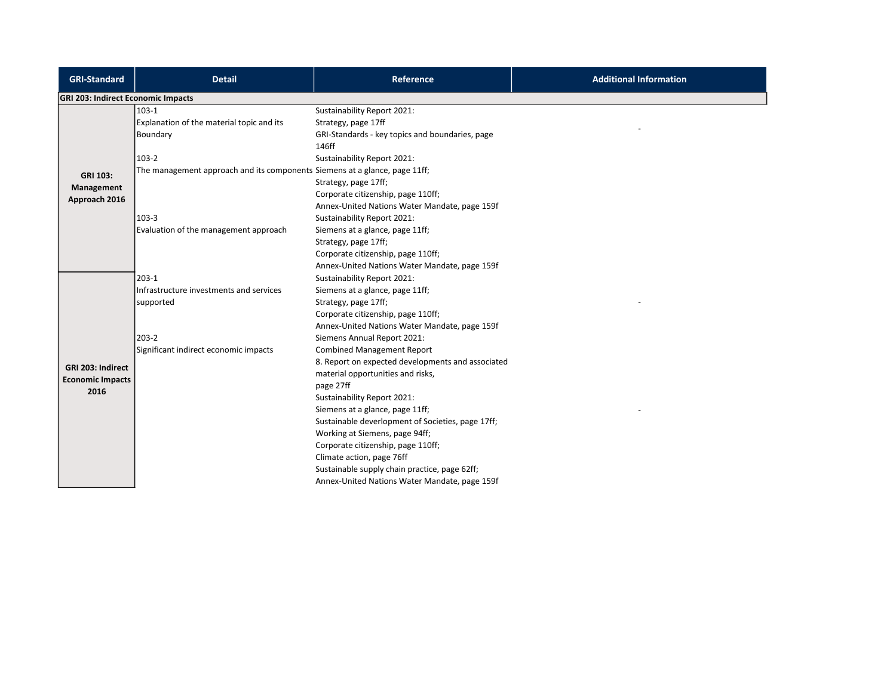| GRI-Standard | Detail | Reference | Additional Information |
|---|---|---|---|
| **GRI 203: Indirect Economic Impacts** | | | |
| **GRI 103: Management Approach 2016** | 103-1<br>Explanation of the material topic and its Boundary | Sustainability Report 2021:<br>Strategy, page 17ff<br>GRI-Standards - key topics and boundaries, page 146ff | - |
| | 103-2<br>The management approach and its components | Sustainability Report 2021:<br>Siemens at a glance, page 11ff;<br>Strategy, page 17ff;<br>Corporate citizenship, page 110ff;<br>Annex-United Nations Water Mandate, page 159f | |
| | 103-3<br>Evaluation of the management approach | Sustainability Report 2021:<br>Siemens at a glance, page 11ff;<br>Strategy, page 17ff;<br>Corporate citizenship, page 110ff;<br>Annex-United Nations Water Mandate, page 159f | |
| **GRI 203: Indirect Economic Impacts 2016** | 203-1<br>Infrastructure investments and services supported | Sustainability Report 2021:<br>Siemens at a glance, page 11ff;<br>Strategy, page 17ff;<br>Corporate citizenship, page 110ff;<br>Annex-United Nations Water Mandate, page 159f | - |
| | 203-2<br>Significant indirect economic impacts | Siemens Annual Report 2021:<br>Combined Management Report<br>8. Report on expected developments and associated material opportunities and risks,<br>page 27ff<br>Sustainability Report 2021:<br>Siemens at a glance, page 11ff;<br>Sustainable deverlopment of Societies, page 17ff;<br>Working at Siemens, page 94ff;<br>Corporate citizenship, page 110ff;<br>Climate action, page 76ff<br>Sustainable supply chain practice, page 62ff;<br>Annex-United Nations Water Mandate, page 159f | - |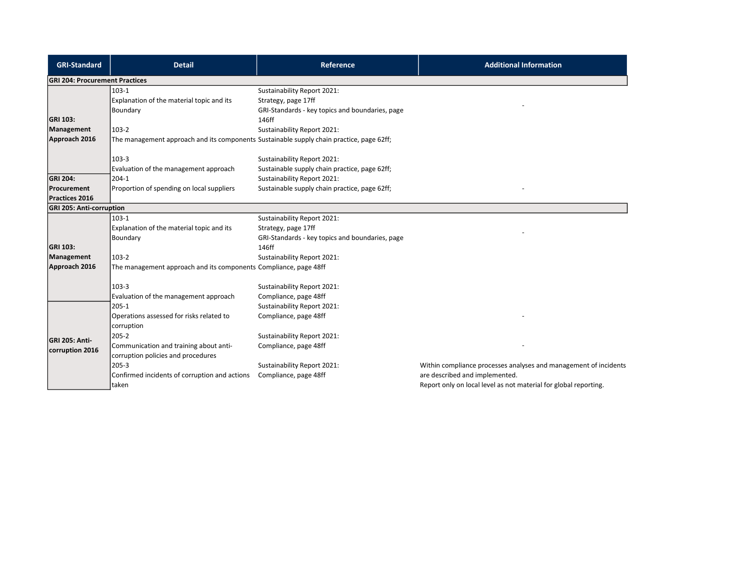| GRI-Standard | Detail | Reference | Additional Information |
|---|---|---|---|
| **GRI 204: Procurement Practices** | | | |
| **GRI 103: Management Approach 2016** | 103-1<br>Explanation of the material topic and its Boundary | Sustainability Report 2021:<br>Strategy, page 17ff<br>GRI-Standards - key topics and boundaries, page 146ff | - |
| | 103-2<br>The management approach and its components | Sustainability Report 2021:<br>Sustainable supply chain practice, page 62ff; | |
| | 103-3<br>Evaluation of the management approach | Sustainability Report 2021:<br>Sustainable supply chain practice, page 62ff; | |
| **GRI 204: Procurement Practices 2016** | 204-1<br>Proportion of spending on local suppliers | Sustainability Report 2021:<br>Sustainable supply chain practice, page 62ff; | - |
| **GRI 205: Anti-corruption** | | | |
| **GRI 103: Management Approach 2016** | 103-1<br>Explanation of the material topic and its Boundary | Sustainability Report 2021:<br>Strategy, page 17ff<br>GRI-Standards - key topics and boundaries, page 146ff | - |
| | 103-2<br>The management approach and its components | Sustainability Report 2021:<br>Compliance, page 48ff | |
| | 103-3<br>Evaluation of the management approach | Sustainability Report 2021:<br>Compliance, page 48ff | |
| **GRI 205: Anti-corruption 2016** | 205-1<br>Operations assessed for risks related to corruption | Sustainability Report 2021:<br>Compliance, page 48ff | - |
| | 205-2<br>Communication and training about anti-corruption policies and procedures | Sustainability Report 2021:<br>Compliance, page 48ff | - |
| | 205-3<br>Confirmed incidents of corruption and actions taken | Sustainability Report 2021:<br>Compliance, page 48ff | Within compliance processes analyses and management of incidents are described and implemented.<br>Report only on local level as not material for global reporting. |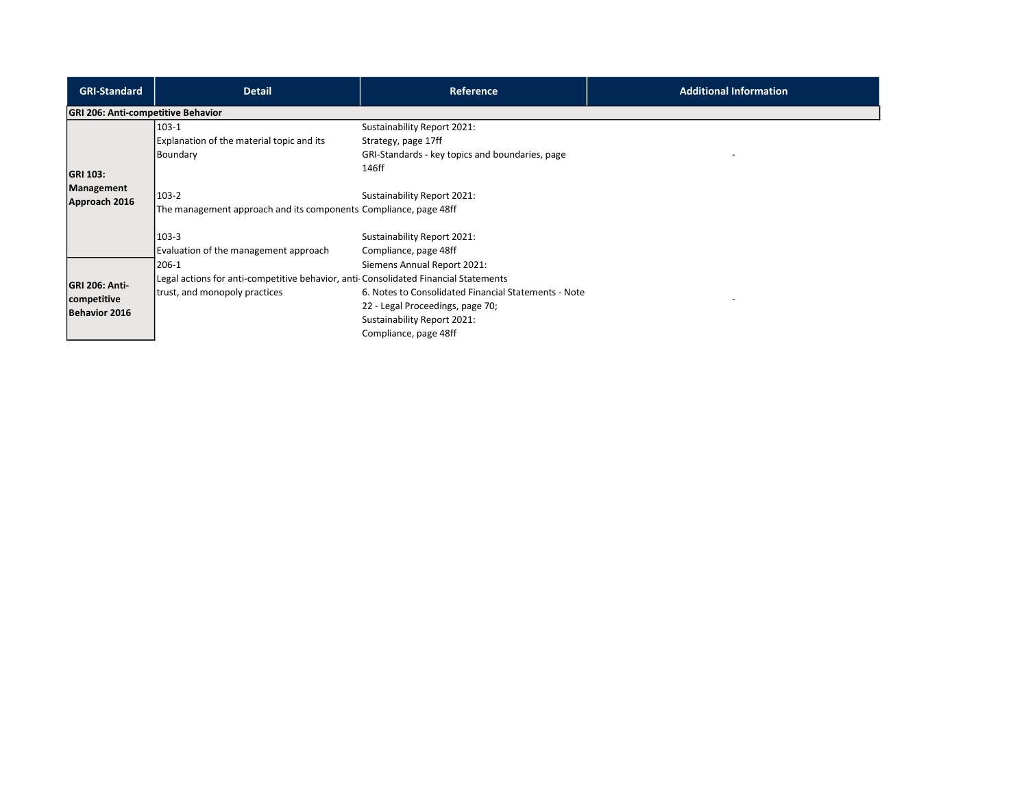| GRI-Standard | Detail | Reference | Additional Information |
|---|---|---|---|
| **GRI 206: Anti-competitive Behavior** | | | |
| **GRI 103: Management Approach 2016** | 103-1<br>Explanation of the material topic and its Boundary | Sustainability Report 2021:<br>Strategy, page 17ff<br>GRI-Standards - key topics and boundaries, page 146ff | - |
| | 103-2<br>The management approach and its components | Sustainability Report 2021:<br>Compliance, page 48ff | |
| | 103-3<br>Evaluation of the management approach | Sustainability Report 2021:<br>Compliance, page 48ff | |
| **GRI 206: Anti-competitive Behavior 2016** | 206-1<br>Legal actions for anti-competitive behavior, anti-trust, and monopoly practices | Siemens Annual Report 2021:<br>Consolidated Financial Statements<br>6. Notes to Consolidated Financial Statements - Note 22 - Legal Proceedings, page 70;<br>Sustainability Report 2021:<br>Compliance, page 48ff | - |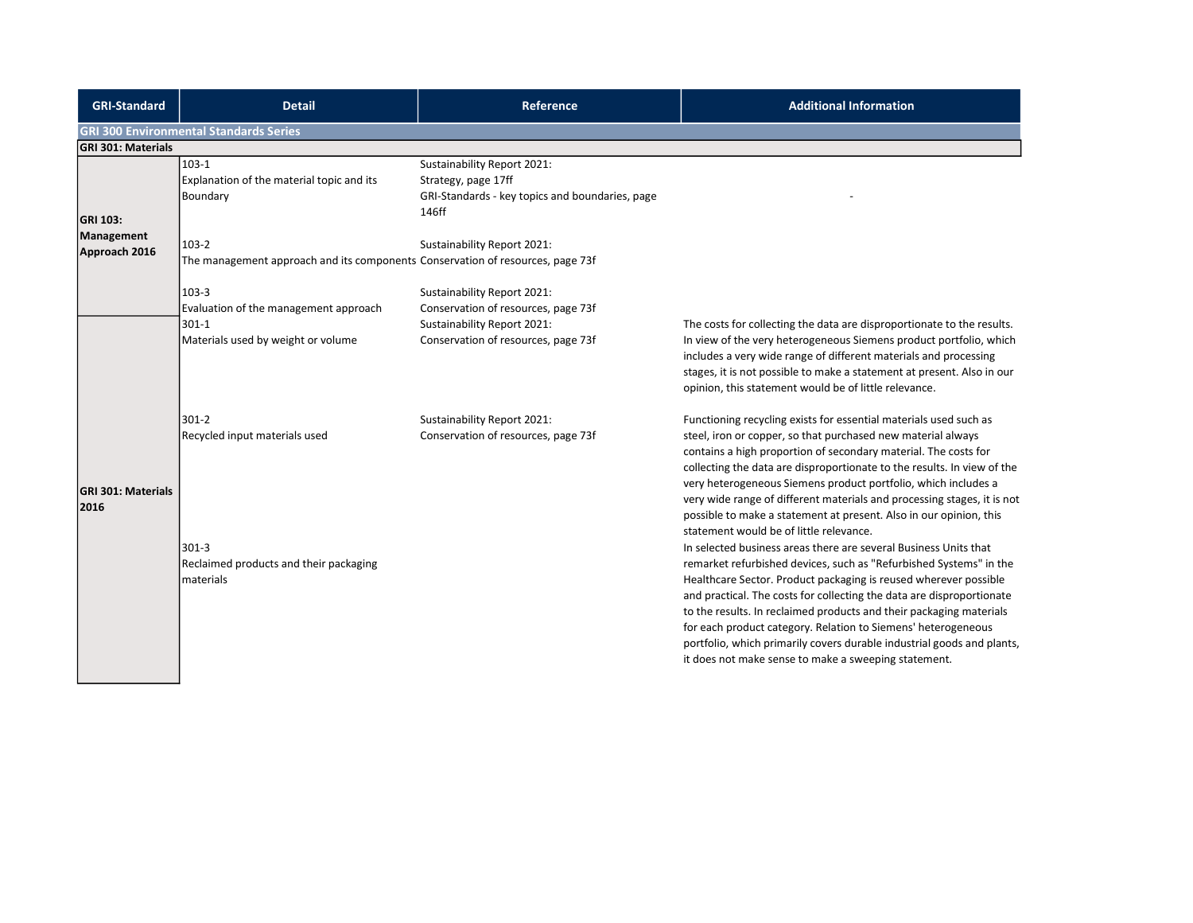| GRI-Standard | Detail | Reference | Additional Information |
|---|---|---|---|
| **GRI 300 Environmental Standards Series** | | | |
| **GRI 301: Materials** | | | |
| **GRI 103: Management Approach 2016** | 103-1 Explanation of the material topic and its Boundary | Sustainability Report 2021: Strategy, page 17ff GRI-Standards - key topics and boundaries, page 146ff | - |
| | 103-2 The management approach and its components | Sustainability Report 2021: Conservation of resources, page 73f | |
| | 103-3 Evaluation of the management approach | Sustainability Report 2021: Conservation of resources, page 73f | |
| **GRI 301: Materials 2016** | 301-1 Materials used by weight or volume | Sustainability Report 2021: Conservation of resources, page 73f | The costs for collecting the data are disproportionate to the results. In view of the very heterogeneous Siemens product portfolio, which includes a very wide range of different materials and processing stages, it is not possible to make a statement at present. Also in our opinion, this statement would be of little relevance. |
| | 301-2 Recycled input materials used | Sustainability Report 2021: Conservation of resources, page 73f | Functioning recycling exists for essential materials used such as steel, iron or copper, so that purchased new material always contains a high proportion of secondary material. The costs for collecting the data are disproportionate to the results. In view of the very heterogeneous Siemens product portfolio, which includes a very wide range of different materials and processing stages, it is not possible to make a statement at present. Also in our opinion, this statement would be of little relevance. |
| | 301-3 Reclaimed products and their packaging materials | | In selected business areas there are several Business Units that remarket refurbished devices, such as "Refurbished Systems" in the Healthcare Sector. Product packaging is reused wherever possible and practical. The costs for collecting the data are disproportionate to the results. In reclaimed products and their packaging materials for each product category. Relation to Siemens' heterogeneous portfolio, which primarily covers durable industrial goods and plants, it does not make sense to make a sweeping statement. |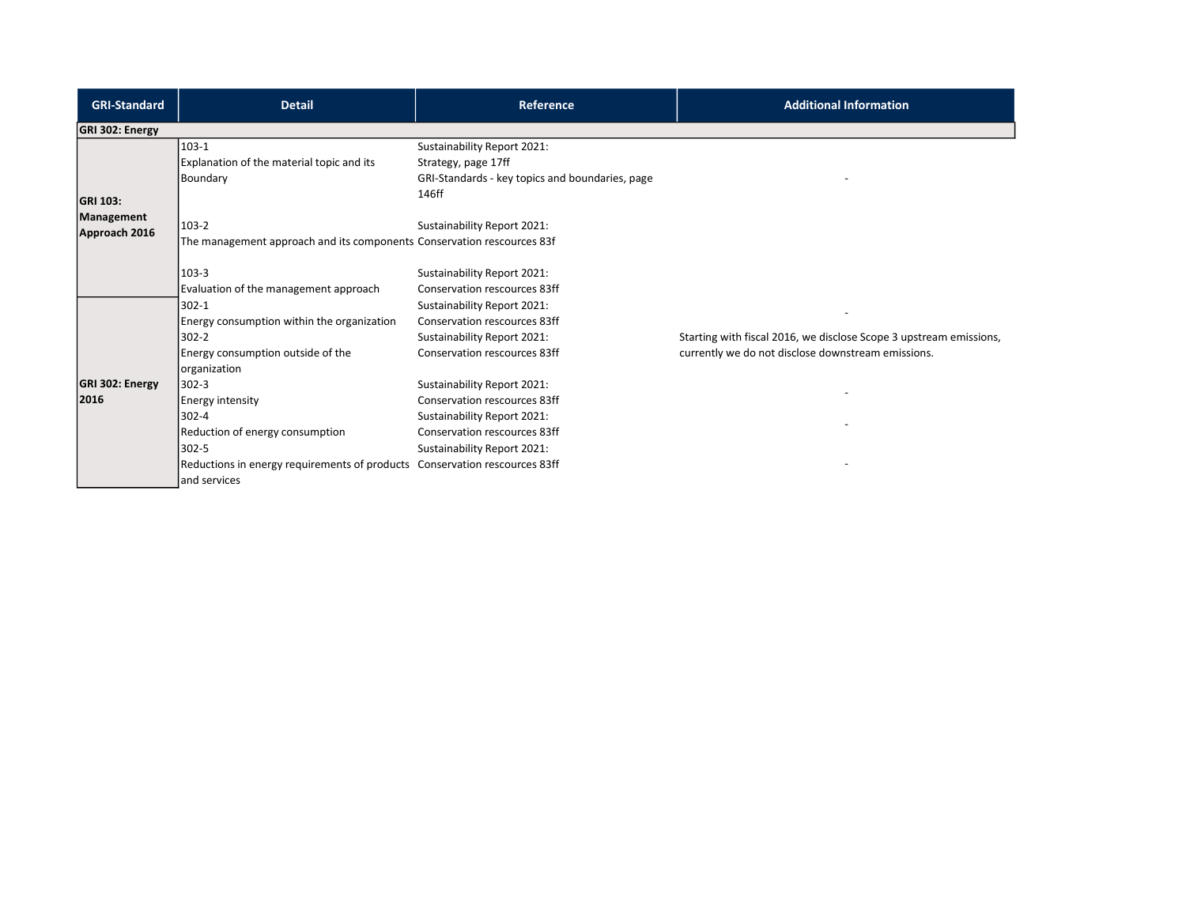| GRI-Standard | Detail | Reference | Additional Information |
|---|---|---|---|
| **GRI 302: Energy** | | | |
| **GRI 103: Management Approach 2016** | 103-1<br>Explanation of the material topic and its Boundary | Sustainability Report 2021:<br>Strategy, page 17ff<br>GRI-Standards - key topics and boundaries, page 146ff | - |
| | 103-2<br>The management approach and its components | Sustainability Report 2021:<br>Conservation rescources 83f | |
| | 103-3<br>Evaluation of the management approach | Sustainability Report 2021:<br>Conservation rescources 83ff | |
| **GRI 302: Energy 2016** | 302-1<br>Energy consumption within the organization | Sustainability Report 2021:<br>Conservation rescources 83ff | - |
| | 302-2<br>Energy consumption outside of the organization | Sustainability Report 2021:<br>Conservation rescources 83ff | Starting with fiscal 2016, we disclose Scope 3 upstream emissions, currently we do not disclose downstream emissions. |
| | 302-3<br>Energy intensity | Sustainability Report 2021:<br>Conservation rescources 83ff | - |
| | 302-4<br>Reduction of energy consumption | Sustainability Report 2021:<br>Conservation rescources 83ff | - |
| | 302-5<br>Reductions in energy requirements of products and services | Sustainability Report 2021:<br>Conservation rescources 83ff | - |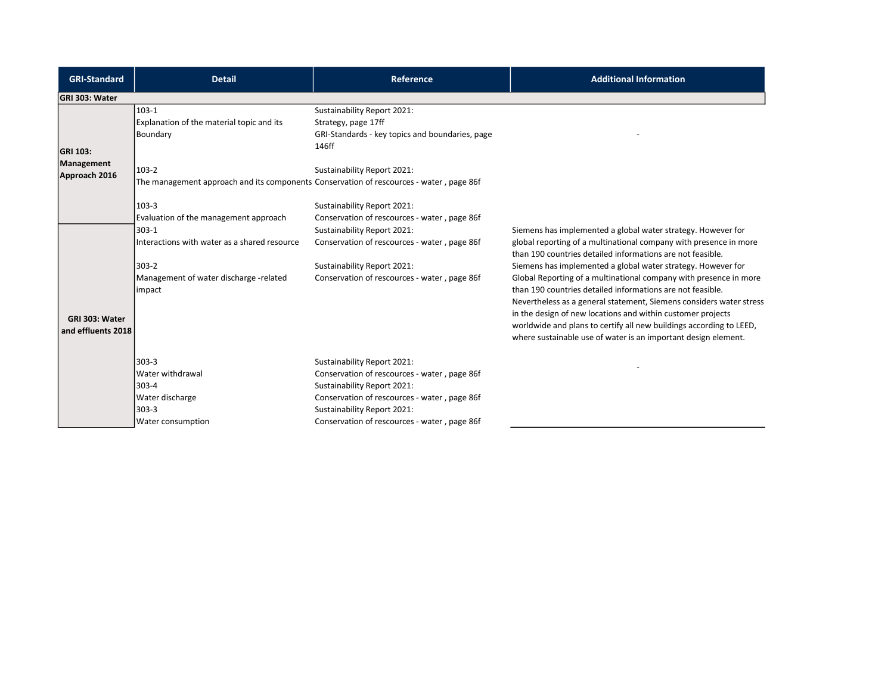| GRI-Standard | Detail | Reference | Additional Information |
|---|---|---|---|
| **GRI 303: Water** | | | |
| **GRI 103: Management Approach 2016** | 103-1<br>Explanation of the material topic and its Boundary | Sustainability Report 2021:<br>Strategy, page 17ff<br>GRI-Standards - key topics and boundaries, page 146ff | - |
| | 103-2<br>The management approach and its components | Sustainability Report 2021:<br>Conservation of rescources - water , page 86f | |
| | 103-3<br>Evaluation of the management approach | Sustainability Report 2021:<br>Conservation of rescources - water , page 86f | |
| **GRI 303: Water and effluents 2018** | 303-1<br>Interactions with water as a shared resource | Sustainability Report 2021:<br>Conservation of rescources - water , page 86f | Siemens has implemented a global water strategy. However for global reporting of a multinational company with presence in more than 190 countries detailed informations are not feasible. |
| | 303-2<br>Management of water discharge -related impact | Sustainability Report 2021:<br>Conservation of rescources - water , page 86f | Siemens has implemented a global water strategy. However for Global Reporting of a multinational company with presence in more than 190 countries detailed informations are not feasible. Nevertheless as a general statement, Siemens considers water stress in the design of new locations and within customer projects worldwide and plans to certify all new buildings according to LEED, where sustainable use of water is an important design element. |
| | 303-3<br>Water withdrawal | Sustainability Report 2021:<br>Conservation of rescources - water , page 86f | - |
| | 303-4<br>Water discharge | Sustainability Report 2021:<br>Conservation of rescources - water , page 86f | |
| | 303-3<br>Water consumption | Sustainability Report 2021:<br>Conservation of rescources - water , page 86f | |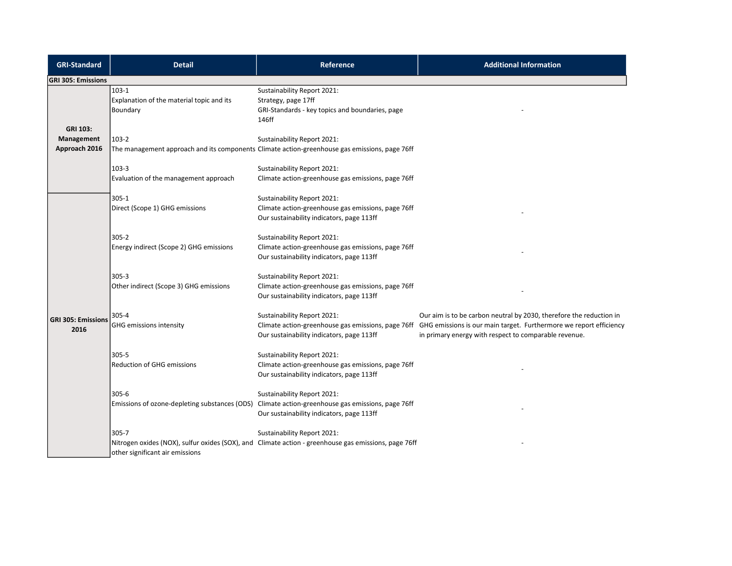| GRI-Standard | Detail | Reference | Additional Information |
|---|---|---|---|
| **GRI 305: Emissions** | | | |
| **GRI 103: Management Approach 2016** | 103-1<br>Explanation of the material topic and its Boundary | Sustainability Report 2021:<br>Strategy, page 17ff<br>GRI-Standards - key topics and boundaries, page 146ff | - |
| | 103-2<br>The management approach and its components | Sustainability Report 2021:<br>Climate action-greenhouse gas emissions, page 76ff | |
| | 103-3<br>Evaluation of the management approach | Sustainability Report 2021:<br>Climate action-greenhouse gas emissions, page 76ff | |
| **GRI 305: Emissions 2016** | 305-1<br>Direct (Scope 1) GHG emissions | Sustainability Report 2021:<br>Climate action-greenhouse gas emissions, page 76ff<br>Our sustainability indicators, page 113ff | - |
| | 305-2<br>Energy indirect (Scope 2) GHG emissions | Sustainability Report 2021:<br>Climate action-greenhouse gas emissions, page 76ff<br>Our sustainability indicators, page 113ff | - |
| | 305-3<br>Other indirect (Scope 3) GHG emissions | Sustainability Report 2021:<br>Climate action-greenhouse gas emissions, page 76ff<br>Our sustainability indicators, page 113ff | - |
| | 305-4<br>GHG emissions intensity | Sustainability Report 2021:<br>Climate action-greenhouse gas emissions, page 76ff<br>Our sustainability indicators, page 113ff | Our aim is to be carbon neutral by 2030, therefore the reduction in GHG emissions is our main target. Furthermore we report efficiency in primary energy with respect to comparable revenue. |
| | 305-5<br>Reduction of GHG emissions | Sustainability Report 2021:<br>Climate action-greenhouse gas emissions, page 76ff<br>Our sustainability indicators, page 113ff | - |
| | 305-6<br>Emissions of ozone-depleting substances (ODS) | Sustainability Report 2021:<br>Climate action-greenhouse gas emissions, page 76ff<br>Our sustainability indicators, page 113ff | - |
| | 305-7<br>Nitrogen oxides (NOX), sulfur oxides (SOX), and other significant air emissions | Sustainability Report 2021:<br>Climate action - greenhouse gas emissions, page 76ff | - |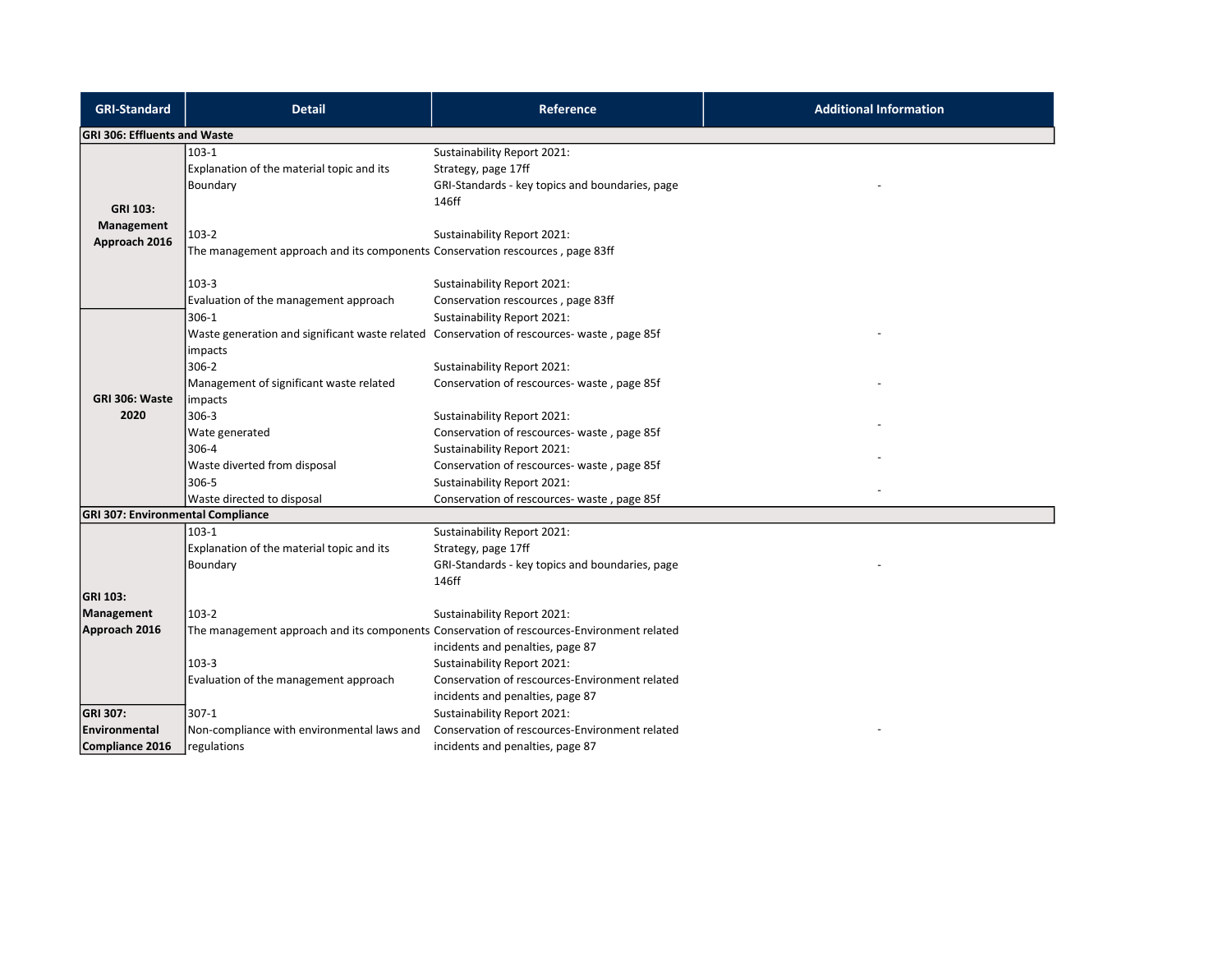| GRI-Standard | Detail | Reference | Additional Information |
|---|---|---|---|
| **GRI 306: Effluents and Waste** | | | |
| **GRI 103: Management Approach 2016** | 103-1<br>Explanation of the material topic and its Boundary | Sustainability Report 2021:<br>Strategy, page 17ff<br>GRI-Standards - key topics and boundaries, page 146ff | - |
| | 103-2<br>The management approach and its components | Sustainability Report 2021:<br>Conservation rescources , page 83ff | |
| | 103-3<br>Evaluation of the management approach | Sustainability Report 2021:<br>Conservation rescources , page 83ff | |
| **GRI 306: Waste 2020** | 306-1<br>Waste generation and significant waste related impacts | Sustainability Report 2021:<br>Conservation of rescources- waste , page 85f | - |
| | 306-2<br>Management of significant waste related impacts | Sustainability Report 2021:<br>Conservation of rescources- waste , page 85f | - |
| | 306-3<br>Wate generated | Sustainability Report 2021:<br>Conservation of rescources- waste , page 85f | - |
| | 306-4<br>Waste diverted from disposal | Sustainability Report 2021:<br>Conservation of rescources- waste , page 85f | - |
| | 306-5<br>Waste directed to disposal | Sustainability Report 2021:<br>Conservation of rescources- waste , page 85f | - |
| **GRI 307: Environmental Compliance** | | | |
| **GRI 103: Management Approach 2016** | 103-1<br>Explanation of the material topic and its Boundary | Sustainability Report 2021:<br>Strategy, page 17ff<br>GRI-Standards - key topics and boundaries, page 146ff | - |
| | 103-2<br>The management approach and its components | Sustainability Report 2021:<br>Conservation of rescources-Environment related incidents and penalties, page 87 | |
| | 103-3<br>Evaluation of the management approach | Sustainability Report 2021:<br>Conservation of rescources-Environment related incidents and penalties, page 87 | |
| **GRI 307: Environmental Compliance 2016** | 307-1<br>Non-compliance with environmental laws and regulations | Sustainability Report 2021:<br>Conservation of rescources-Environment related incidents and penalties, page 87 | - |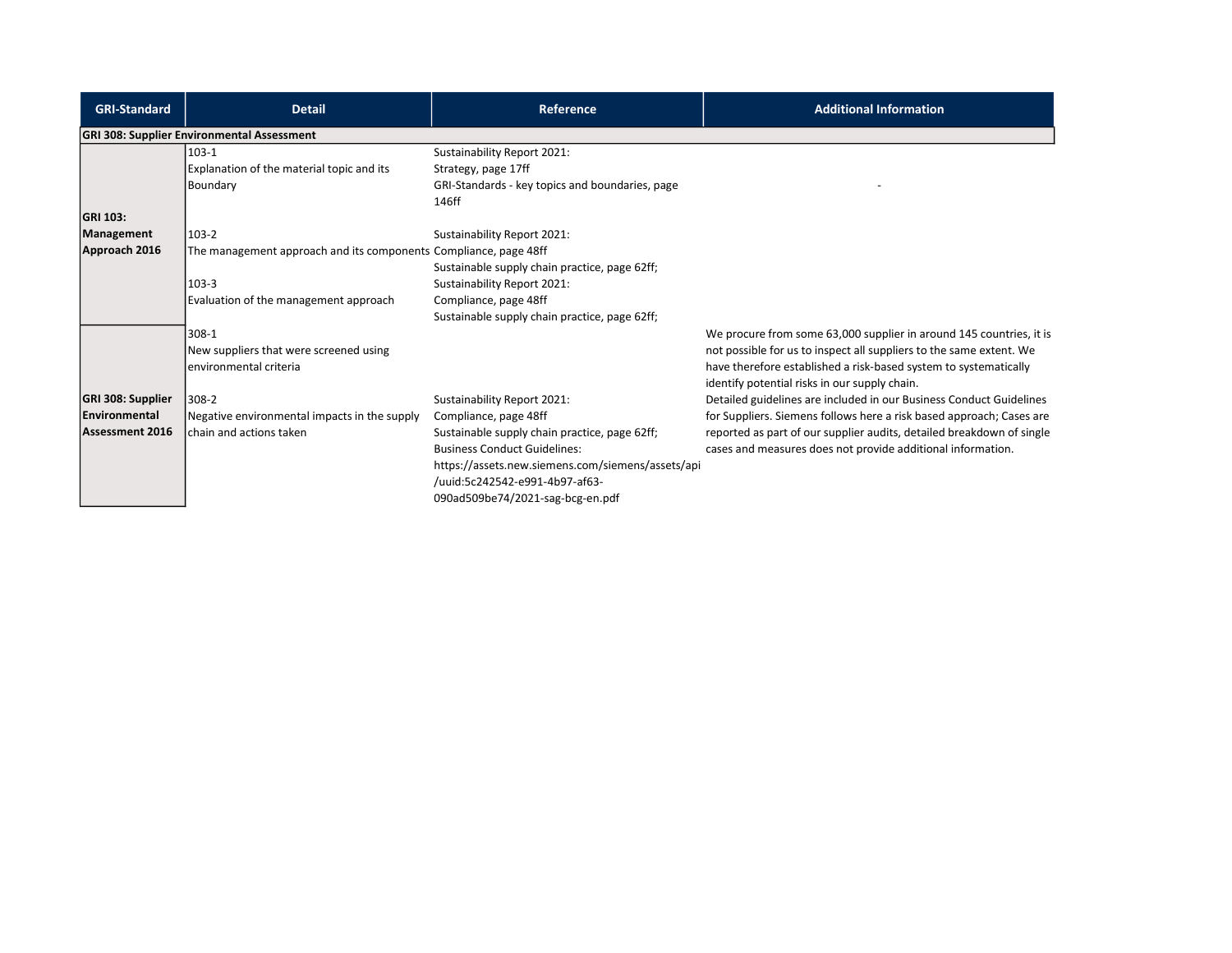| GRI-Standard | Detail | Reference | Additional Information |
|---|---|---|---|
| **GRI 308: Supplier Environmental Assessment** | | | |
| **GRI 103: Management Approach 2016** | 103-1<br>Explanation of the material topic and its Boundary | Sustainability Report 2021:<br>Strategy, page 17ff<br>GRI-Standards - key topics and boundaries, page 146ff | - |
| | 103-2<br>The management approach and its components | Sustainability Report 2021:<br>Compliance, page 48ff<br>Sustainable supply chain practice, page 62ff; | |
| | 103-3<br>Evaluation of the management approach | Sustainability Report 2021:<br>Compliance, page 48ff<br>Sustainable supply chain practice, page 62ff; | |
| **GRI 308: Supplier Environmental Assessment 2016** | 308-1<br>New suppliers that were screened using environmental criteria | | We procure from some 63,000 supplier in around 145 countries, it is not possible for us to inspect all suppliers to the same extent. We have therefore established a risk-based system to systematically identify potential risks in our supply chain. |
| | 308-2<br>Negative environmental impacts in the supply chain and actions taken | Sustainability Report 2021:<br>Compliance, page 48ff<br>Sustainable supply chain practice, page 62ff;<br>Business Conduct Guidelines:<br>https://assets.new.siemens.com/siemens/assets/api/uuid:5c242542-e991-4b97-af63-090ad509be74/2021-sag-bcg-en.pdf | Detailed guidelines are included in our Business Conduct Guidelines for Suppliers. Siemens follows here a risk based approach; Cases are reported as part of our supplier audits, detailed breakdown of single cases and measures does not provide additional information. |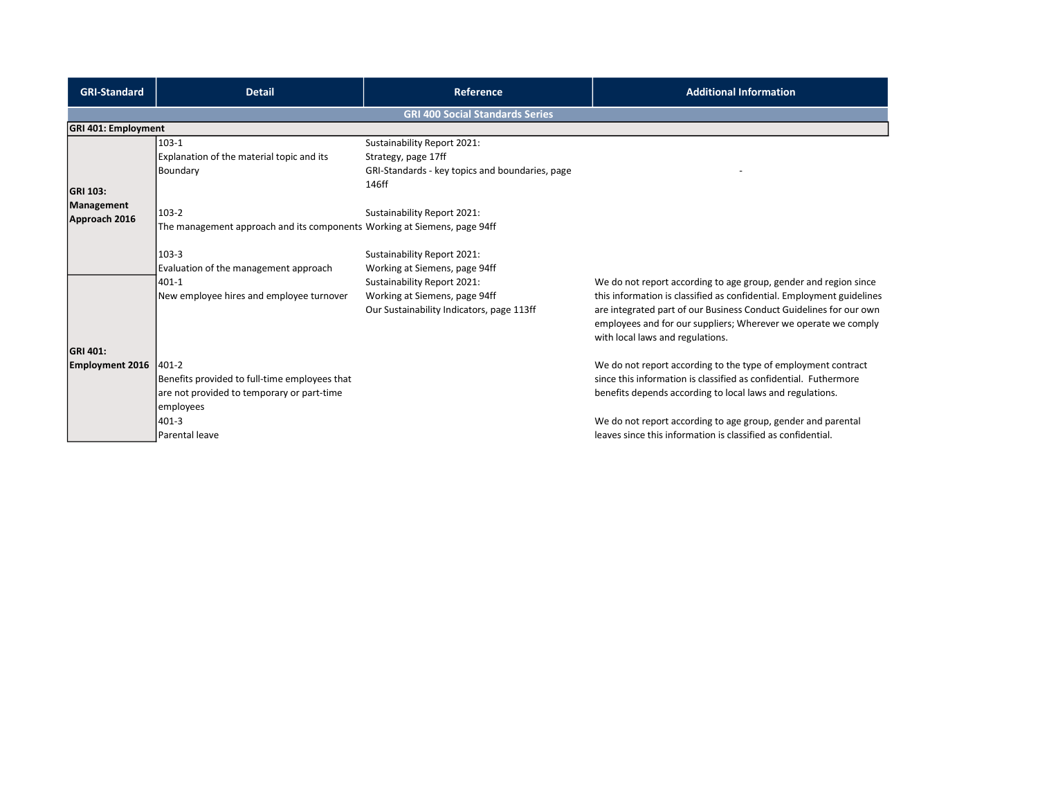| GRI-Standard | Detail | Reference | Additional Information |
|---|---|---|---|
| **GRI 400 Social Standards Series** | | | |
| **GRI 401: Employment** | | | |
| **GRI 103: Management Approach 2016** | 103-1<br>Explanation of the material topic and its Boundary | Sustainability Report 2021:<br>Strategy, page 17ff<br>GRI-Standards - key topics and boundaries, page 146ff | - |
| | 103-2<br>The management approach and its components | Sustainability Report 2021:<br>Working at Siemens, page 94ff | |
| | 103-3<br>Evaluation of the management approach | Sustainability Report 2021:<br>Working at Siemens, page 94ff | |
| **GRI 401: Employment 2016** | 401-1<br>New employee hires and employee turnover | Sustainability Report 2021:<br>Working at Siemens, page 94ff<br>Our Sustainability Indicators, page 113ff | We do not report according to age group, gender and region since this information is classified as confidential. Employment guidelines are integrated part of our Business Conduct Guidelines for our own employees and for our suppliers; Wherever we operate we comply with local laws and regulations. |
| | 401-2<br>Benefits provided to full-time employees that are not provided to temporary or part-time employees | | We do not report according to the type of employment contract since this information is classified as confidential. Futhermore benefits depends according to local laws and regulations. |
| | 401-3<br>Parental leave | | We do not report according to age group, gender and parental leaves since this information is classified as confidential. |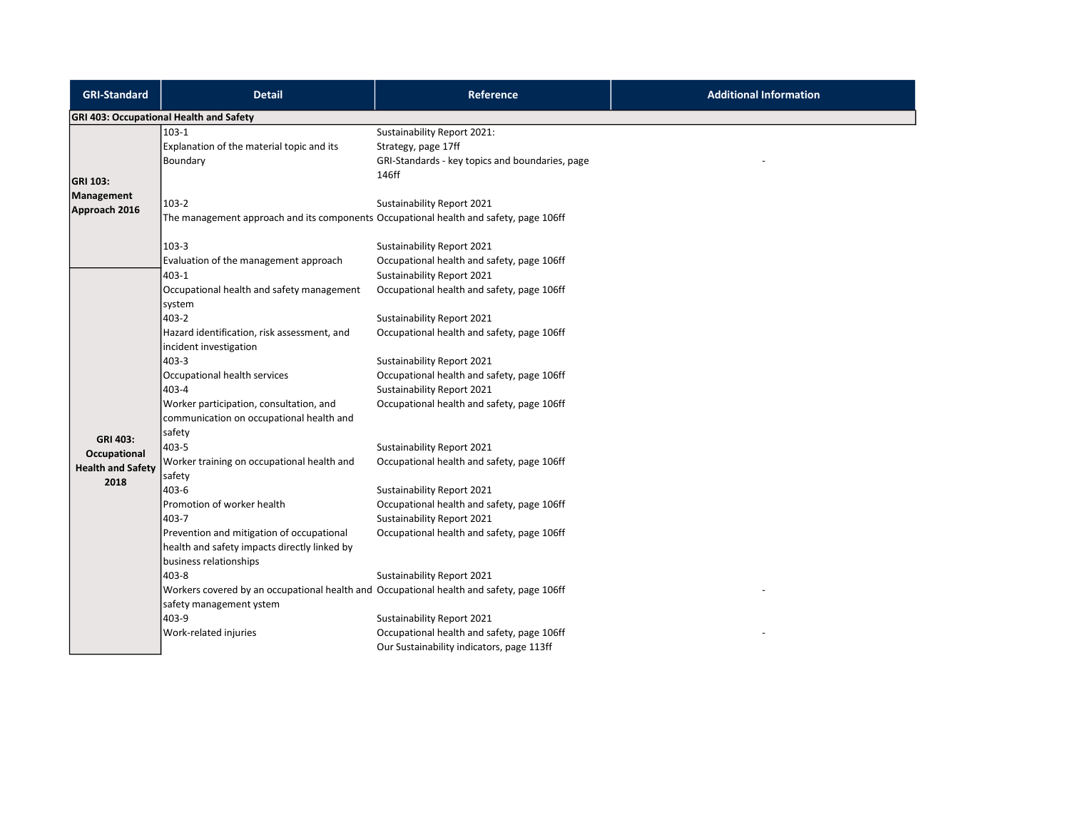| GRI-Standard | Detail | Reference | Additional Information |
|---|---|---|---|
| **GRI 403: Occupational Health and Safety** | | | |
| **GRI 103: Management Approach 2016** | 103-1<br>Explanation of the material topic and its Boundary | Sustainability Report 2021:<br>Strategy, page 17ff<br>GRI-Standards - key topics and boundaries, page 146ff | - |
| | 103-2<br>The management approach and its components | Sustainability Report 2021<br>Occupational health and safety, page 106ff | |
| | 103-3<br>Evaluation of the management approach | Sustainability Report 2021<br>Occupational health and safety, page 106ff | |
| **GRI 403: Occupational Health and Safety 2018** | 403-1<br>Occupational health and safety management system | Sustainability Report 2021<br>Occupational health and safety, page 106ff | |
| | 403-2<br>Hazard identification, risk assessment, and incident investigation | Sustainability Report 2021<br>Occupational health and safety, page 106ff | |
| | 403-3<br>Occupational health services | Sustainability Report 2021<br>Occupational health and safety, page 106ff | |
| | 403-4<br>Worker participation, consultation, and communication on occupational health and safety | Sustainability Report 2021<br>Occupational health and safety, page 106ff | |
| | 403-5<br>Worker training on occupational health and safety | Sustainability Report 2021<br>Occupational health and safety, page 106ff | |
| | 403-6<br>Promotion of worker health | Sustainability Report 2021<br>Occupational health and safety, page 106ff | |
| | 403-7<br>Prevention and mitigation of occupational health and safety impacts directly linked by business relationships | Sustainability Report 2021<br>Occupational health and safety, page 106ff | |
| | 403-8<br>Workers covered by an occupational health and safety management ystem | Sustainability Report 2021<br>Occupational health and safety, page 106ff | - |
| | 403-9<br>Work-related injuries | Sustainability Report 2021<br>Occupational health and safety, page 106ff<br>Our Sustainability indicators, page 113ff | - |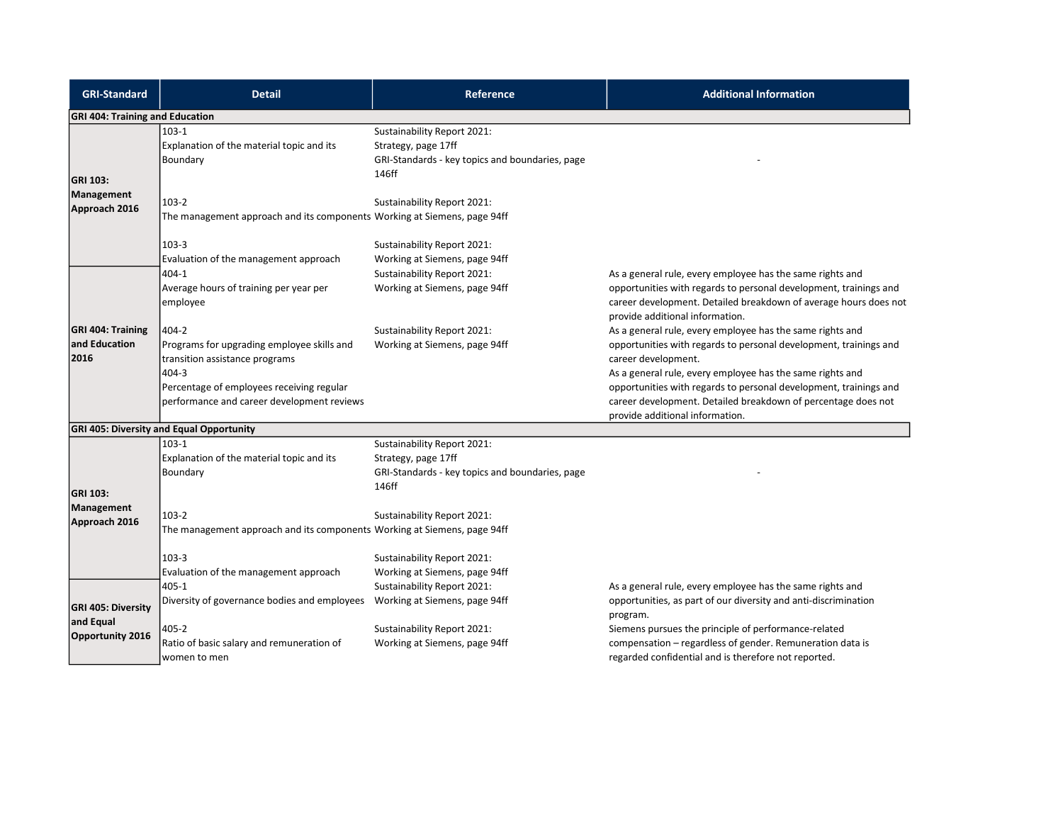| GRI-Standard | Detail | Reference | Additional Information |
|---|---|---|---|
| **GRI 404: Training and Education** | | | |
| **GRI 103: Management Approach 2016** | 103-1<br>Explanation of the material topic and its Boundary | Sustainability Report 2021:<br>Strategy, page 17ff<br>GRI-Standards - key topics and boundaries, page 146ff | - |
| | 103-2<br>The management approach and its components | Sustainability Report 2021:<br>Working at Siemens, page 94ff | |
| | 103-3<br>Evaluation of the management approach | Sustainability Report 2021:<br>Working at Siemens, page 94ff | |
| **GRI 404: Training and Education 2016** | 404-1<br>Average hours of training per year per employee | Sustainability Report 2021:<br>Working at Siemens, page 94ff | As a general rule, every employee has the same rights and opportunities with regards to personal development, trainings and career development. Detailed breakdown of average hours does not provide additional information. |
| | 404-2<br>Programs for upgrading employee skills and transition assistance programs | Sustainability Report 2021:<br>Working at Siemens, page 94ff | As a general rule, every employee has the same rights and opportunities with regards to personal development, trainings and career development. |
| | 404-3<br>Percentage of employees receiving regular performance and career development reviews | | As a general rule, every employee has the same rights and opportunities with regards to personal development, trainings and career development. Detailed breakdown of percentage does not provide additional information. |
| **GRI 405: Diversity and Equal Opportunity** | | | |
| **GRI 103: Management Approach 2016** | 103-1<br>Explanation of the material topic and its Boundary | Sustainability Report 2021:<br>Strategy, page 17ff<br>GRI-Standards - key topics and boundaries, page 146ff | - |
| | 103-2<br>The management approach and its components | Sustainability Report 2021:<br>Working at Siemens, page 94ff | |
| | 103-3<br>Evaluation of the management approach | Sustainability Report 2021:<br>Working at Siemens, page 94ff | |
| **GRI 405: Diversity and Equal Opportunity 2016** | 405-1<br>Diversity of governance bodies and employees | Sustainability Report 2021:<br>Working at Siemens, page 94ff | As a general rule, every employee has the same rights and opportunities, as part of our diversity and anti-discrimination program. |
| | 405-2<br>Ratio of basic salary and remuneration of women to men | Sustainability Report 2021:<br>Working at Siemens, page 94ff | Siemens pursues the principle of performance-related compensation – regardless of gender. Remuneration data is regarded confidential and is therefore not reported. |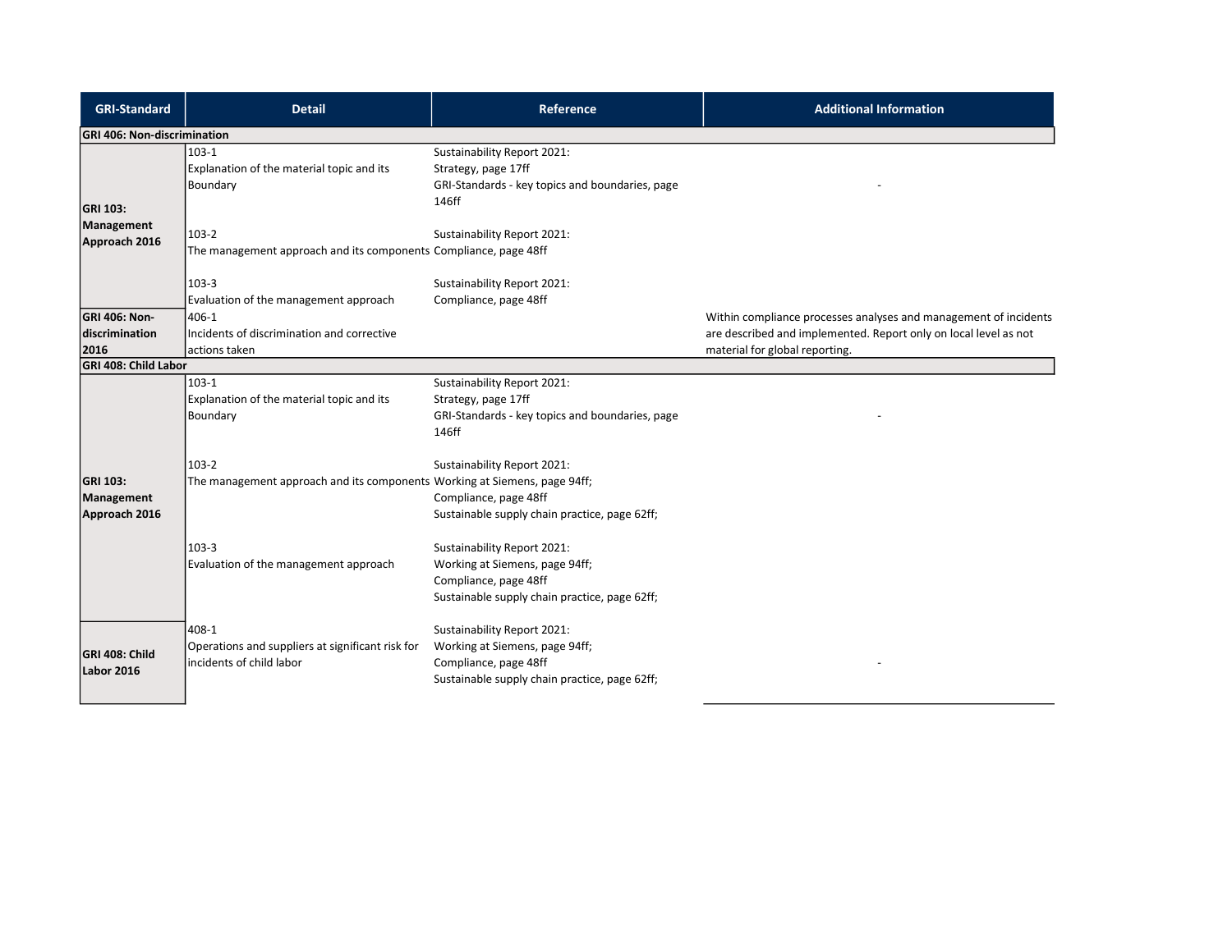| GRI-Standard | Detail | Reference | Additional Information |
|---|---|---|---|
| **GRI 406: Non-discrimination** | | | |
| **GRI 103: Management Approach 2016** | 103-1<br>Explanation of the material topic and its Boundary | Sustainability Report 2021:<br>Strategy, page 17ff<br>GRI-Standards - key topics and boundaries, page 146ff | - |
| | 103-2<br>The management approach and its components | Sustainability Report 2021:<br>Compliance, page 48ff | |
| | 103-3<br>Evaluation of the management approach | Sustainability Report 2021:<br>Compliance, page 48ff | |
| **GRI 406: Non-discrimination 2016** | 406-1<br>Incidents of discrimination and corrective actions taken | | Within compliance processes analyses and management of incidents are described and implemented. Report only on local level as not material for global reporting. |
| **GRI 408: Child Labor** | | | |
| **GRI 103: Management Approach 2016** | 103-1<br>Explanation of the material topic and its Boundary | Sustainability Report 2021:<br>Strategy, page 17ff<br>GRI-Standards - key topics and boundaries, page 146ff | - |
| | 103-2<br>The management approach and its components | Sustainability Report 2021:<br>Working at Siemens, page 94ff;<br>Compliance, page 48ff<br>Sustainable supply chain practice, page 62ff; | |
| | 103-3<br>Evaluation of the management approach | Sustainability Report 2021:<br>Working at Siemens, page 94ff;<br>Compliance, page 48ff<br>Sustainable supply chain practice, page 62ff; | |
| **GRI 408: Child Labor 2016** | 408-1<br>Operations and suppliers at significant risk for incidents of child labor | Sustainability Report 2021:<br>Working at Siemens, page 94ff;<br>Compliance, page 48ff<br>Sustainable supply chain practice, page 62ff; | - |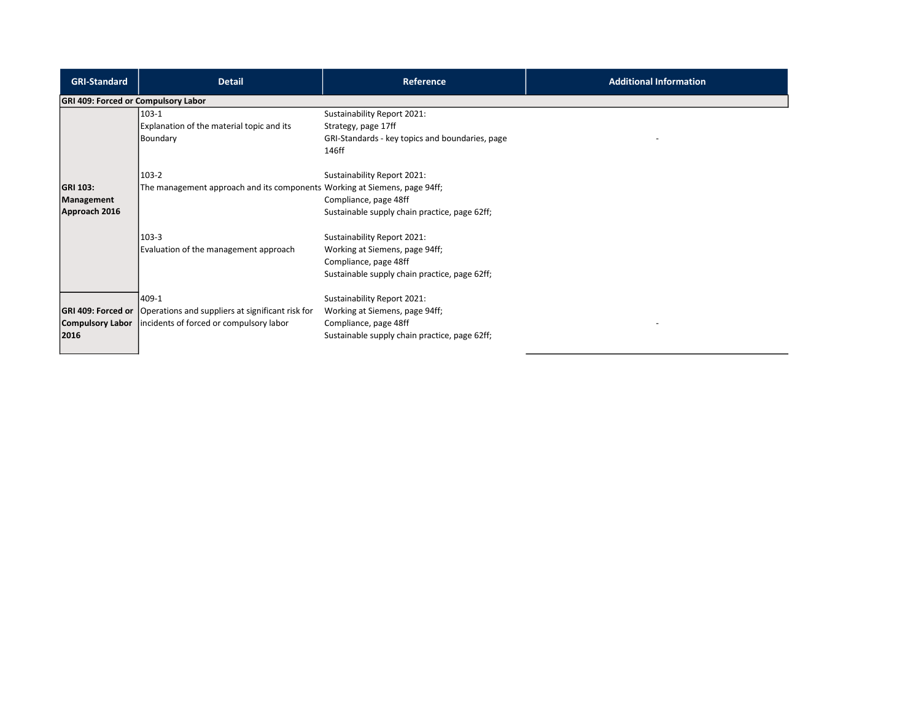| GRI-Standard | Detail | Reference | Additional Information |
|---|---|---|---|
| **GRI 409: Forced or Compulsory Labor** | | | |
| **GRI 103: Management Approach 2016** | 103-1<br>Explanation of the material topic and its Boundary | Sustainability Report 2021:<br>Strategy, page 17ff<br>GRI-Standards - key topics and boundaries, page 146ff | - |
| | 103-2<br>The management approach and its components | Sustainability Report 2021:<br>Working at Siemens, page 94ff;<br>Compliance, page 48ff<br>Sustainable supply chain practice, page 62ff; | |
| | 103-3<br>Evaluation of the management approach | Sustainability Report 2021:<br>Working at Siemens, page 94ff;<br>Compliance, page 48ff<br>Sustainable supply chain practice, page 62ff; | |
| **GRI 409: Forced or Compulsory Labor 2016** | 409-1<br>Operations and suppliers at significant risk for incidents of forced or compulsory labor | Sustainability Report 2021:<br>Working at Siemens, page 94ff;<br>Compliance, page 48ff<br>Sustainable supply chain practice, page 62ff; | - |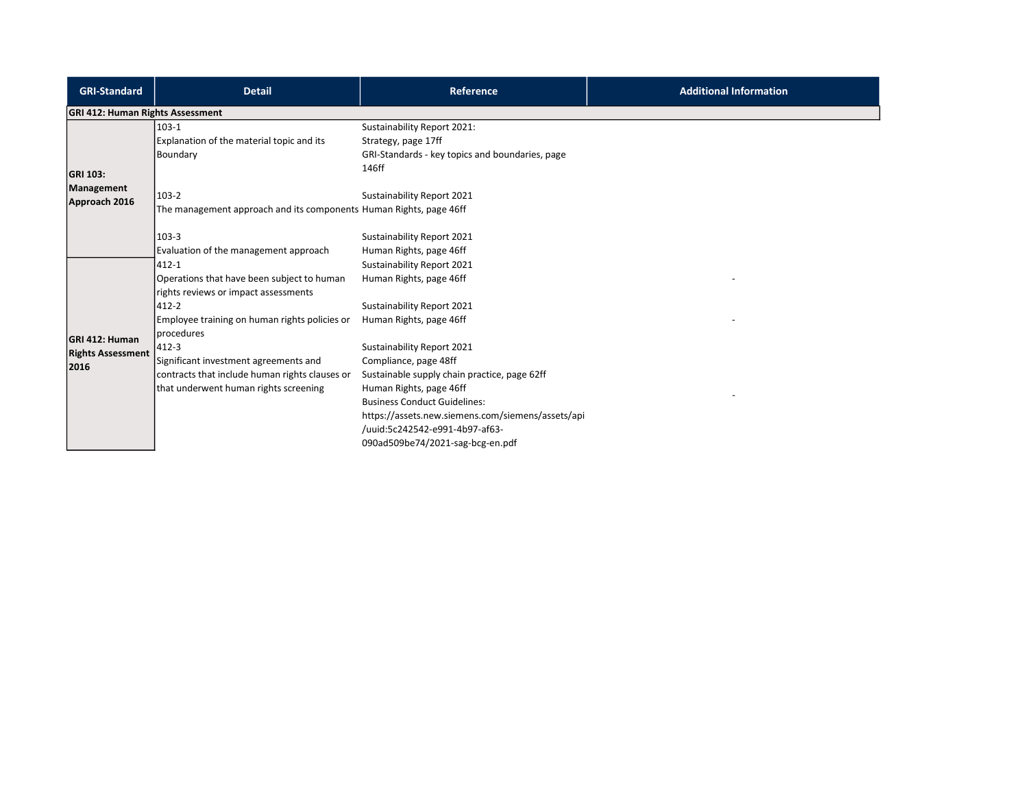| GRI-Standard | Detail | Reference | Additional Information |
| --- | --- | --- | --- |
| **GRI 412: Human Rights Assessment** | | | |
| **GRI 103: Management Approach 2016** | 103-1<br>Explanation of the material topic and its Boundary | Sustainability Report 2021:<br>Strategy, page 17ff<br>GRI-Standards - key topics and boundaries, page 146ff | |
| | 103-2<br>The management approach and its components | Sustainability Report 2021<br>Human Rights, page 46ff | |
| | 103-3<br>Evaluation of the management approach | Sustainability Report 2021<br>Human Rights, page 46ff | |
| **GRI 412: Human Rights Assessment 2016** | 412-1<br>Operations that have been subject to human rights reviews or impact assessments | Sustainability Report 2021<br>Human Rights, page 46ff | - |
| | 412-2<br>Employee training on human rights policies or procedures | Sustainability Report 2021<br>Human Rights, page 46ff | - |
| | 412-3<br>Significant investment agreements and contracts that include human rights clauses or that underwent human rights screening | Sustainability Report 2021<br>Compliance, page 48ff<br>Sustainable supply chain practice, page 62ff<br>Human Rights, page 46ff<br>Business Conduct Guidelines:<br>https://assets.new.siemens.com/siemens/assets/api/uuid:5c242542-e991-4b97-af63-090ad509be74/2021-sag-bcg-en.pdf | - |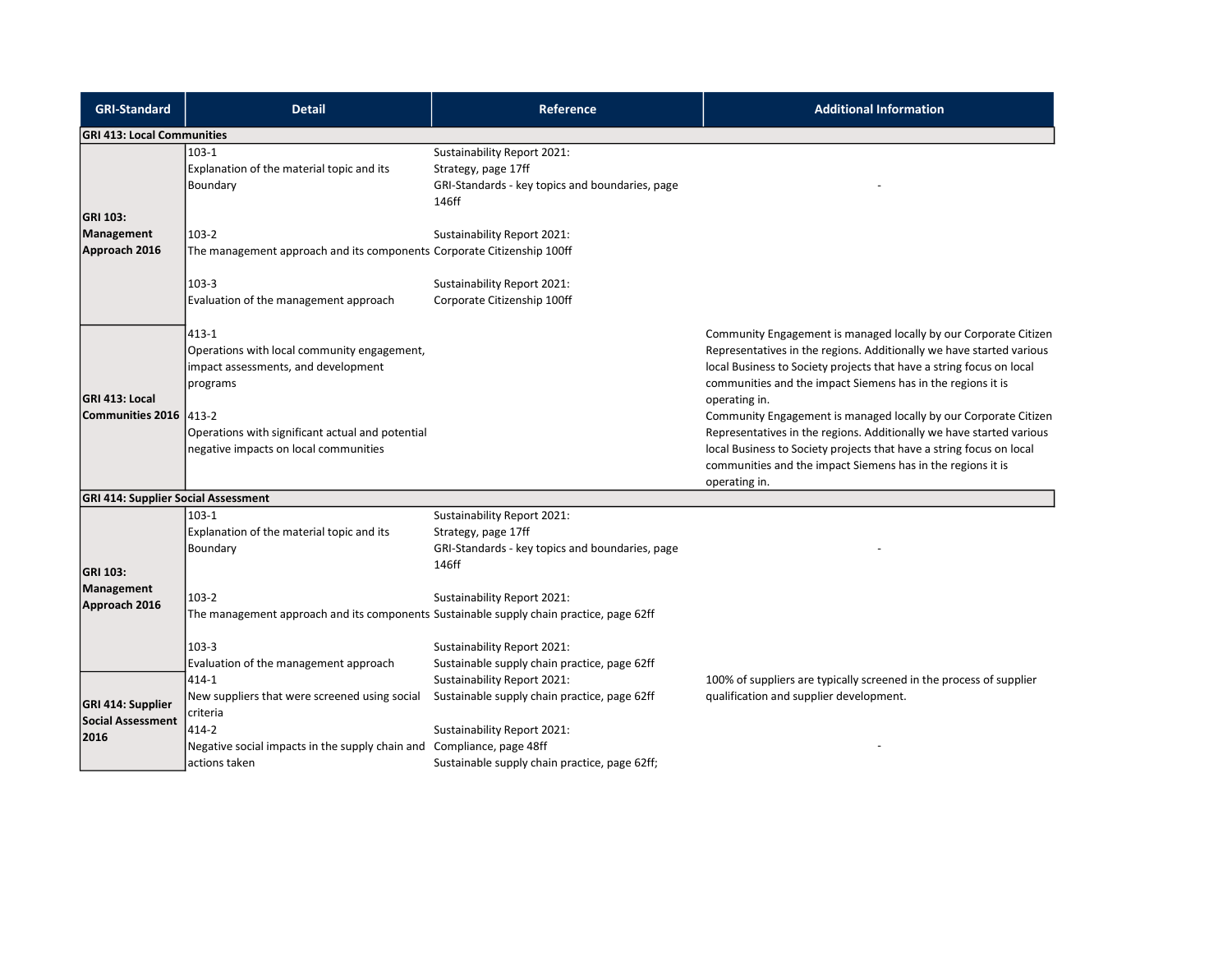| GRI-Standard | Detail | Reference | Additional Information |
|---|---|---|---|
| **GRI 413: Local Communities** | | | |
| **GRI 103: Management Approach 2016** | 103-1<br>Explanation of the material topic and its Boundary | Sustainability Report 2021:<br>Strategy, page 17ff<br>GRI-Standards - key topics and boundaries, page 146ff | - |
| | 103-2<br>The management approach and its components | Sustainability Report 2021:<br>Corporate Citizenship 100ff | |
| | 103-3<br>Evaluation of the management approach | Sustainability Report 2021:<br>Corporate Citizenship 100ff | |
| **GRI 413: Local Communities 2016** | 413-1<br>Operations with local community engagement, impact assessments, and development programs | | Community Engagement is managed locally by our Corporate Citizen Representatives in the regions. Additionally we have started various local Business to Society projects that have a string focus on local communities and the impact Siemens has in the regions it is operating in. |
| | 413-2<br>Operations with significant actual and potential negative impacts on local communities | | Community Engagement is managed locally by our Corporate Citizen Representatives in the regions. Additionally we have started various local Business to Society projects that have a string focus on local communities and the impact Siemens has in the regions it is operating in. |
| **GRI 414: Supplier Social Assessment** | | | |
| **GRI 103: Management Approach 2016** | 103-1<br>Explanation of the material topic and its Boundary | Sustainability Report 2021:<br>Strategy, page 17ff<br>GRI-Standards - key topics and boundaries, page 146ff | - |
| | 103-2<br>The management approach and its components | Sustainability Report 2021:<br>Sustainable supply chain practice, page 62ff | |
| | 103-3<br>Evaluation of the management approach | Sustainability Report 2021:<br>Sustainable supply chain practice, page 62ff | |
| **GRI 414: Supplier Social Assessment 2016** | 414-1<br>New suppliers that were screened using social criteria | Sustainability Report 2021:<br>Sustainable supply chain practice, page 62ff | 100% of suppliers are typically screened in the process of supplier qualification and supplier development. |
| | 414-2<br>Negative social impacts in the supply chain and actions taken | Sustainability Report 2021:<br>Compliance, page 48ff<br>Sustainable supply chain practice, page 62ff; | - |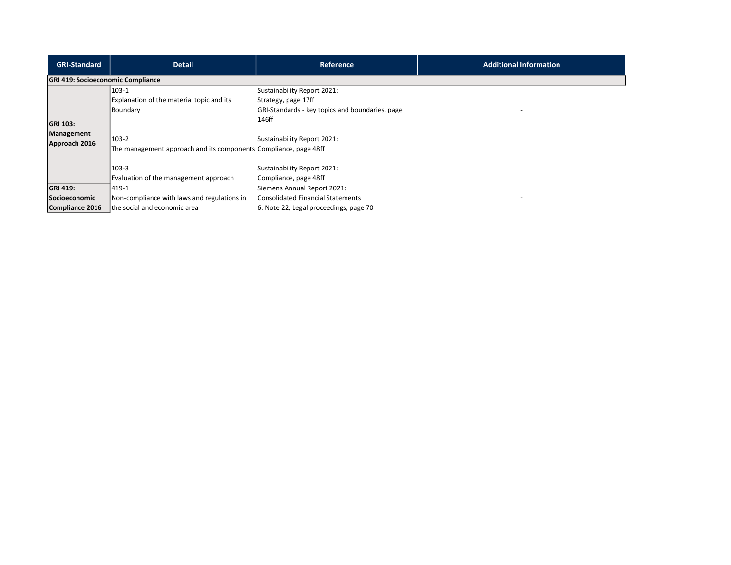| GRI-Standard | Detail | Reference | Additional Information |
|---|---|---|---|
| **GRI 419: Socioeconomic Compliance** | | | |
| **GRI 103: Management Approach 2016** | 103-1<br>Explanation of the material topic and its Boundary | Sustainability Report 2021:<br>Strategy, page 17ff<br>GRI-Standards - key topics and boundaries, page 146ff | - |
| | 103-2<br>The management approach and its components | Sustainability Report 2021:<br>Compliance, page 48ff | |
| | 103-3<br>Evaluation of the management approach | Sustainability Report 2021:<br>Compliance, page 48ff | |
| **GRI 419: Socioeconomic Compliance 2016** | 419-1<br>Non-compliance with laws and regulations in the social and economic area | Siemens Annual Report 2021:<br>Consolidated Financial Statements<br>6. Note 22, Legal proceedings, page 70 | - |